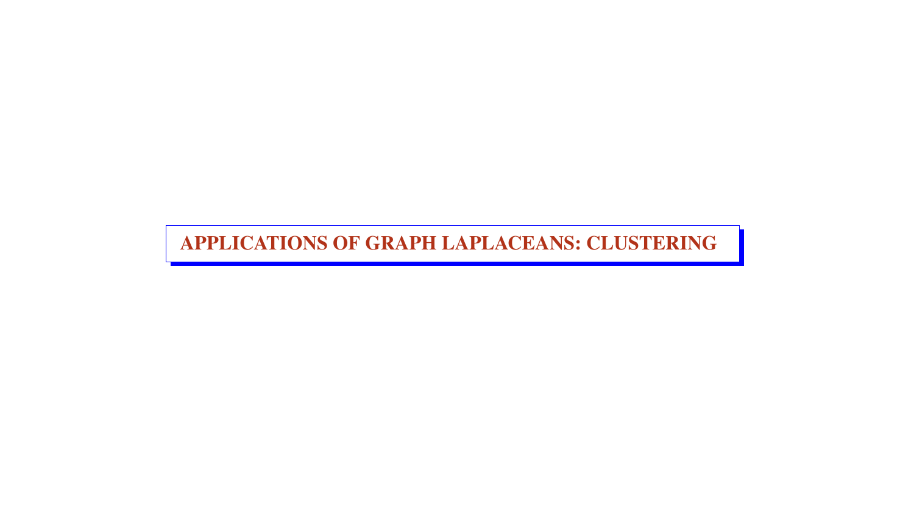# APPLICATIONS OF GRAPH LAPLACEANS: CLUSTERING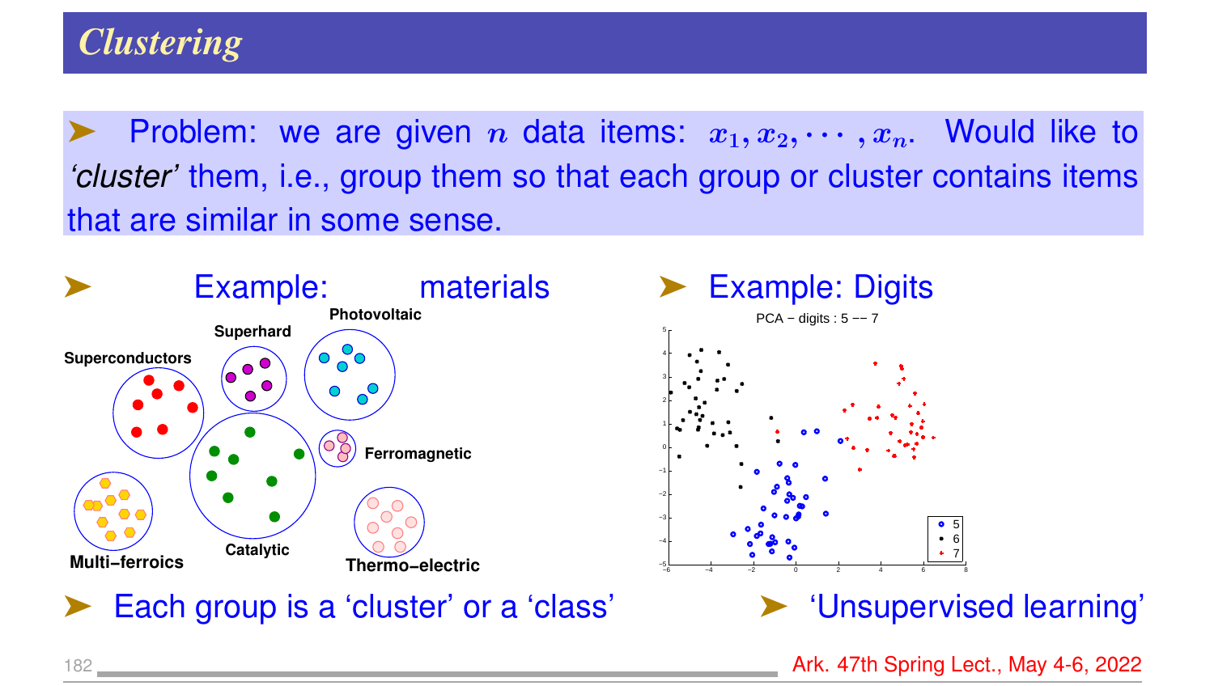# Clustering

➤ Problem: we are given $n$ data items: $x_1, x_2, \cdots, x_n$. Would like to *'cluster'* them, i.e., group them so that each group or cluster contains items that are similar in some sense.

➤ Example: materials

Superconductors, Superhard, Photovoltaic, Ferromagnetic, Catalytic, Multi−ferroics, Thermo−electric

➤ Example: Digits

PCA − digits : 5 −− 7

➤ Each group is a 'cluster' or a 'class'

➤ 'Unsupervised learning'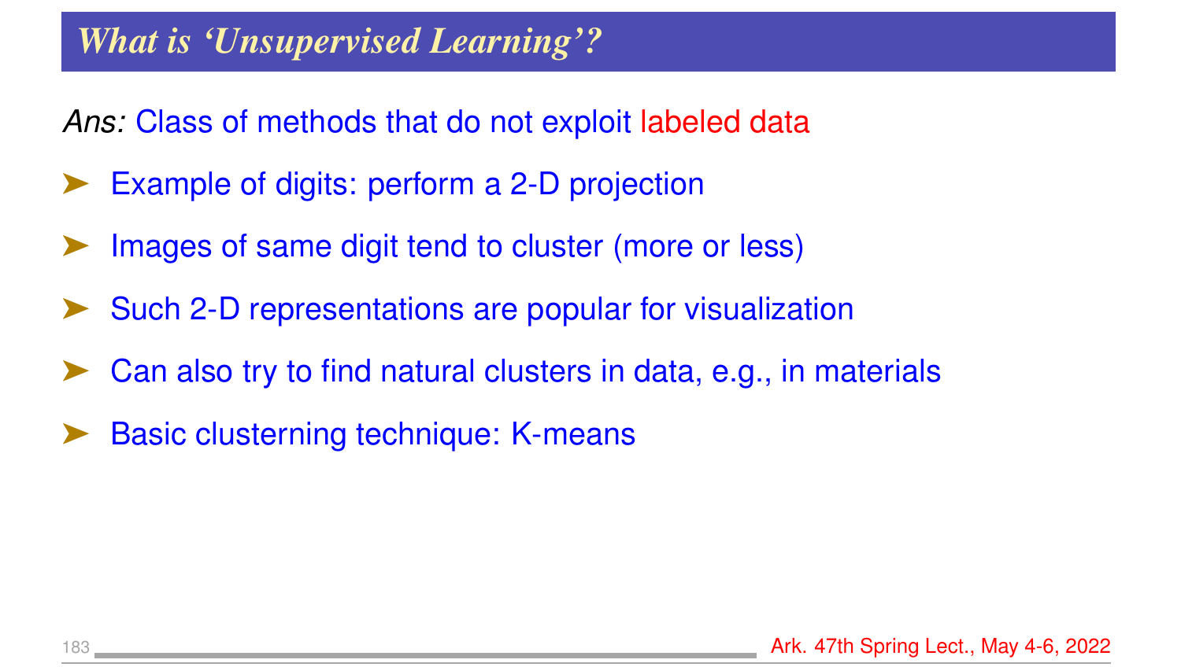## *What is 'Unsupervised Learning'?*

*Ans:* Class of methods that do not exploit labeled data

- Example of digits: perform a 2-D projection
- Images of same digit tend to cluster (more or less)
- Such 2-D representations are popular for visualization
- Can also try to find natural clusters in data, e.g., in materials
- Basic clusterning technique: K-means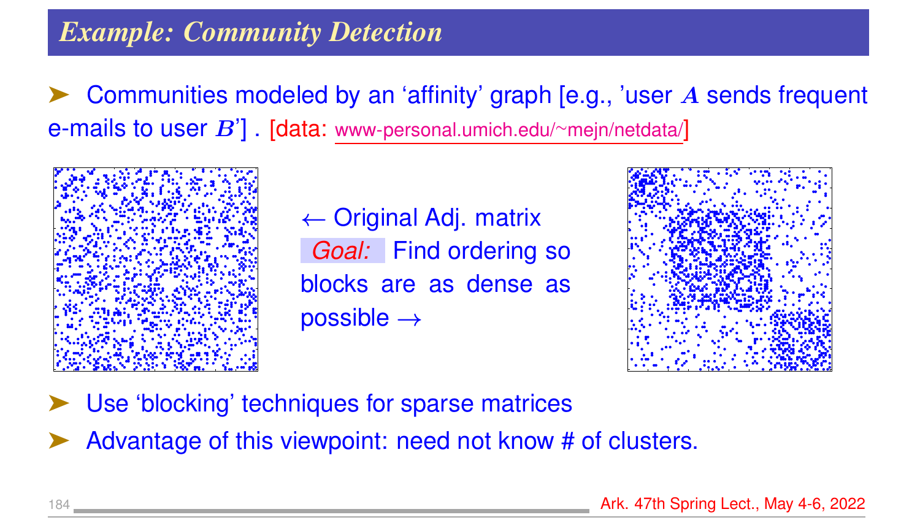## *Example: Community Detection*

- Communities modeled by an 'affinity' graph [e.g., 'user $A$ sends frequent e-mails to user $B$'] . [data: www-personal.umich.edu/~mejn/netdata/]

← Original Adj. matrix

*Goal:* Find ordering so blocks are as dense as possible →

- Use 'blocking' techniques for sparse matrices
- Advantage of this viewpoint: need not know # of clusters.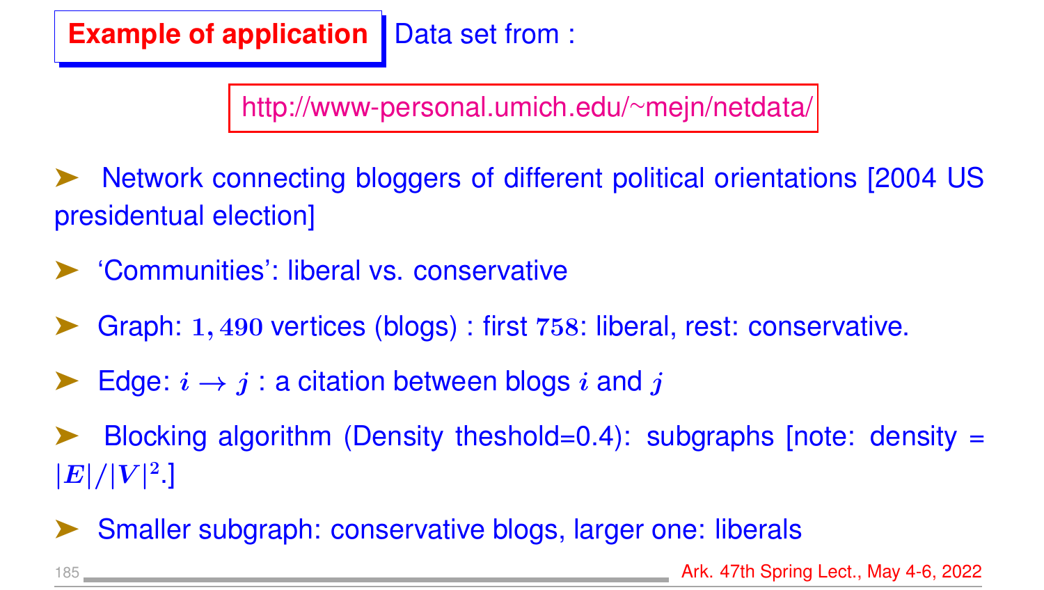**Example of application** Data set from :

http://www-personal.umich.edu/~mejn/netdata/

- Network connecting bloggers of different political orientations [2004 US presidentual election]
- 'Communities': liberal vs. conservative
- Graph: $1,490$ vertices (blogs) : first $758$: liberal, rest: conservative.
- Edge: $i \to j$ : a citation between blogs $i$ and $j$
- Blocking algorithm (Density theshold=0.4): subgraphs [note: density = $|E|/|V|^2$.]
- Smaller subgraph: conservative blogs, larger one: liberals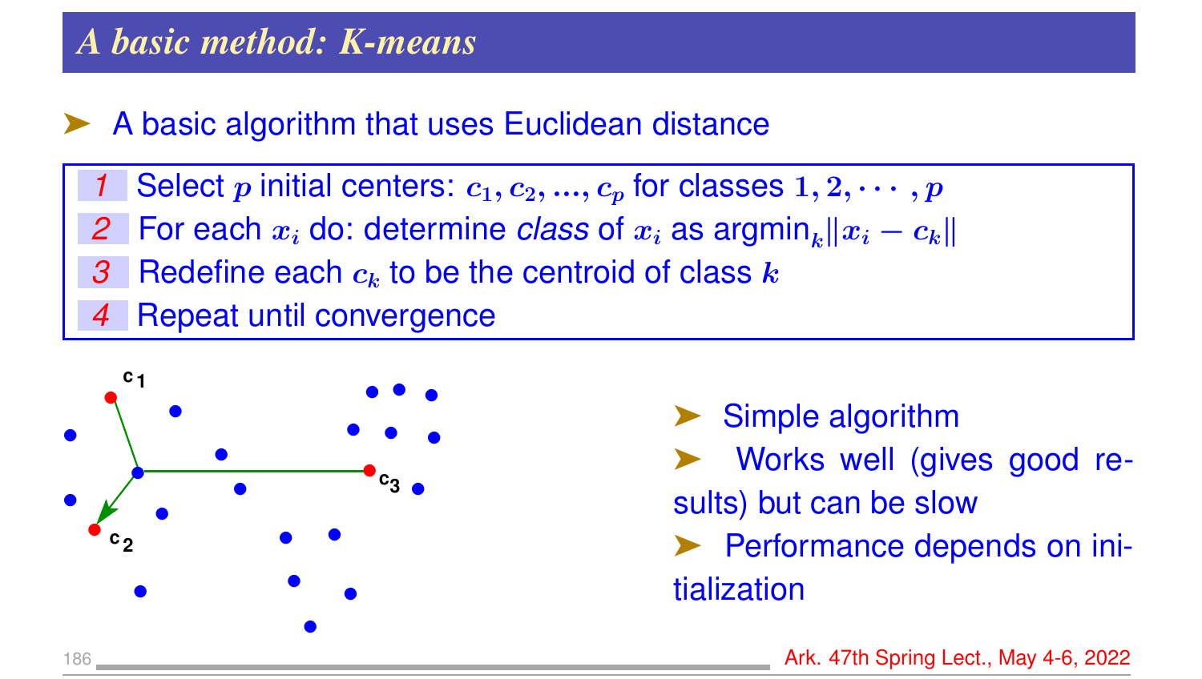## A basic method: K-means

- A basic algorithm that uses Euclidean distance

1. Select $p$ initial centers: $c_1, c_2, ..., c_p$ for classes $1, 2, \cdots, p$
2. For each $x_i$ do: determine *class* of $x_i$ as $\text{argmin}_k \|x_i - c_k\|$
3. Redefine each $c_k$ to be the centroid of class $k$
4. Repeat until convergence

- Simple algorithm
- Works well (gives good results) but can be slow
- Performance depends on initialization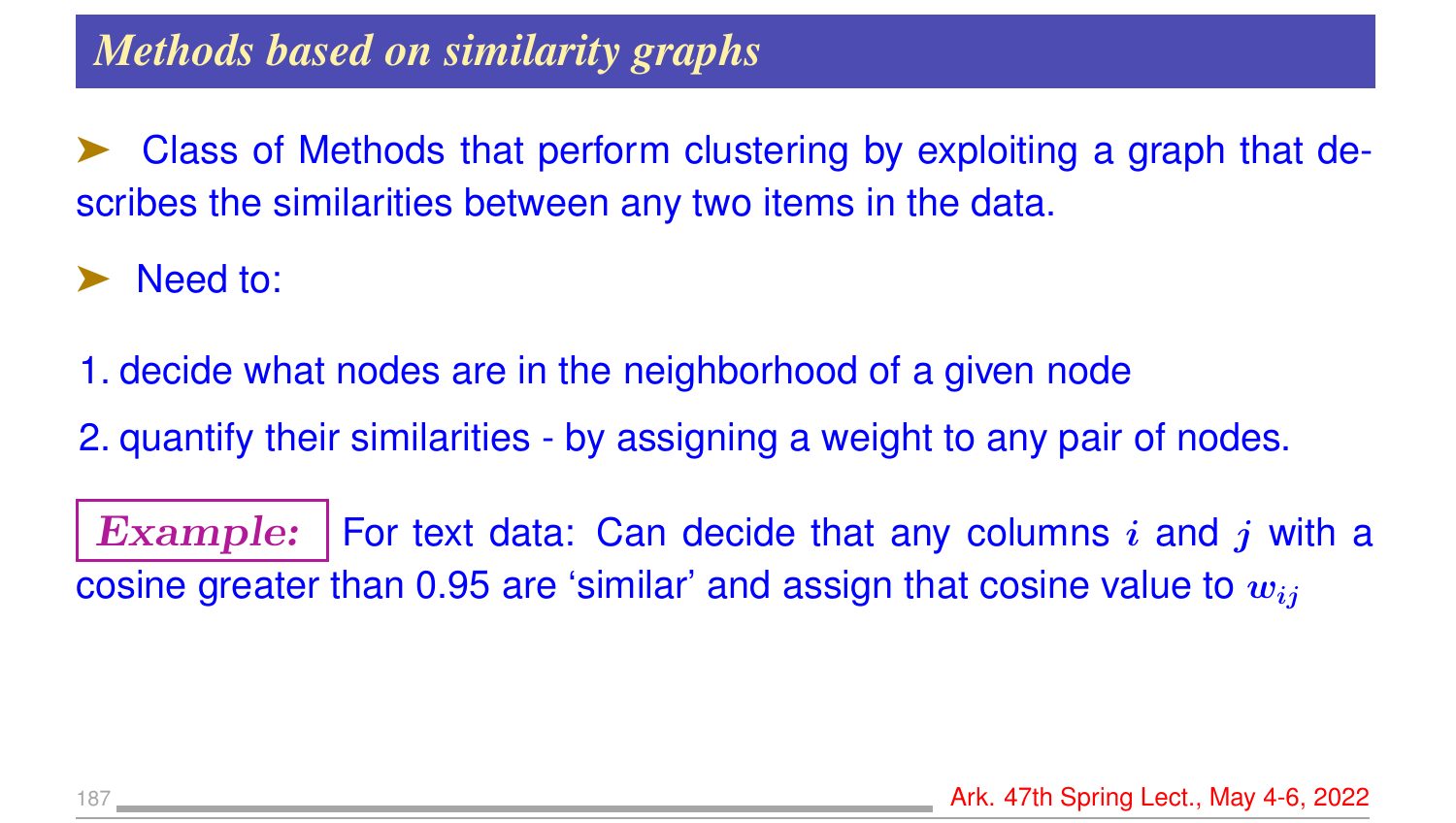## *Methods based on similarity graphs*

➤ Class of Methods that perform clustering by exploiting a graph that describes the similarities between any two items in the data.

➤ Need to:

1. decide what nodes are in the neighborhood of a given node
2. quantify their similarities - by assigning a weight to any pair of nodes.

***Example:*** For text data: Can decide that any columns $i$ and $j$ with a cosine greater than 0.95 are 'similar' and assign that cosine value to $w_{ij}$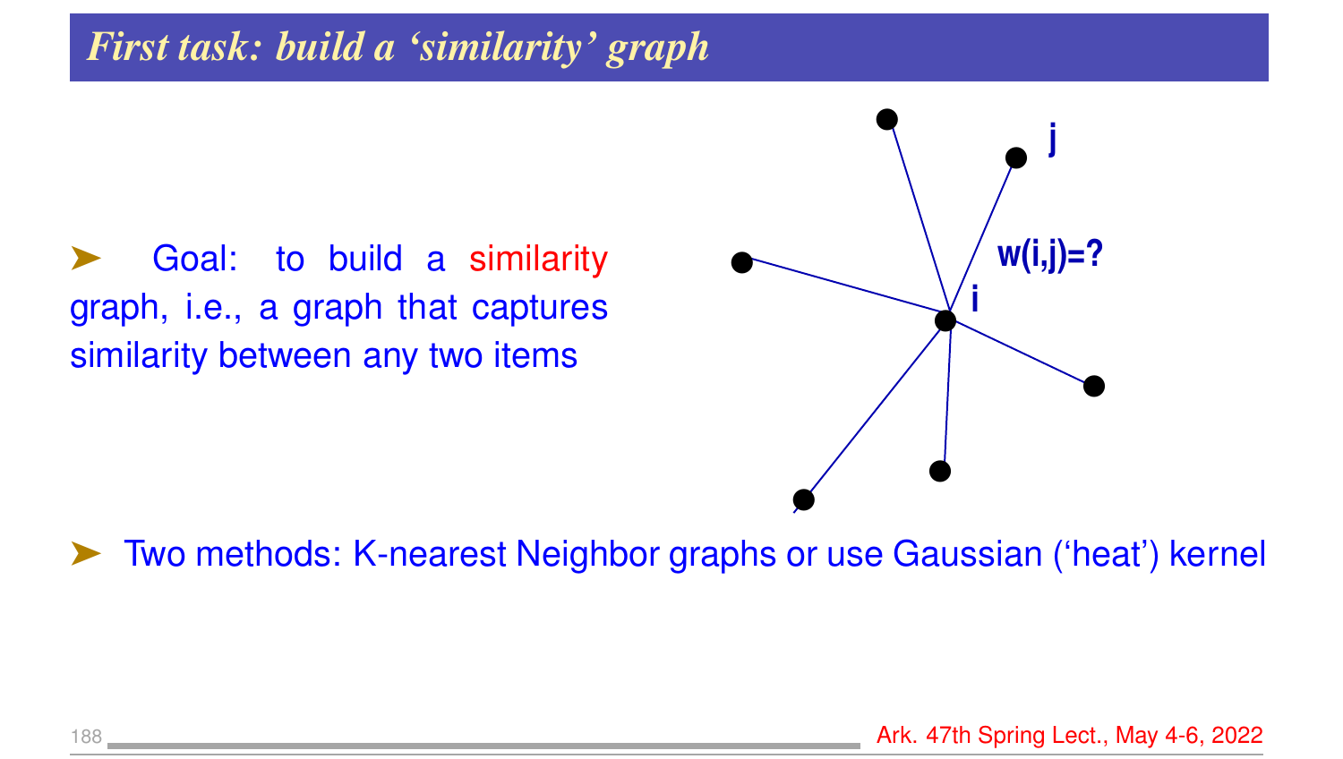## *First task: build a 'similarity' graph*

- Goal: to build a similarity graph, i.e., a graph that captures similarity between any two items

j

w(i,j)=?

i

- Two methods: K-nearest Neighbor graphs or use Gaussian ('heat') kernel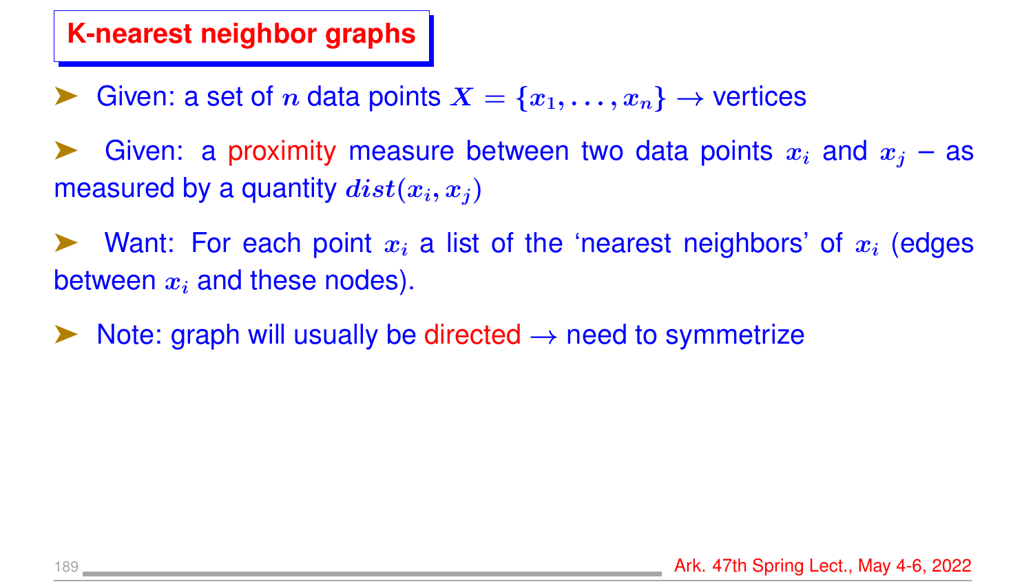## K-nearest neighbor graphs

- Given: a set of $n$ data points $X = \{x_1, \ldots, x_n\} \rightarrow$ vertices
- Given: a proximity measure between two data points $x_i$ and $x_j$ – as measured by a quantity $dist(x_i, x_j)$
- Want: For each point $x_i$ a list of the 'nearest neighbors' of $x_i$ (edges between $x_i$ and these nodes).
- Note: graph will usually be directed $\rightarrow$ need to symmetrize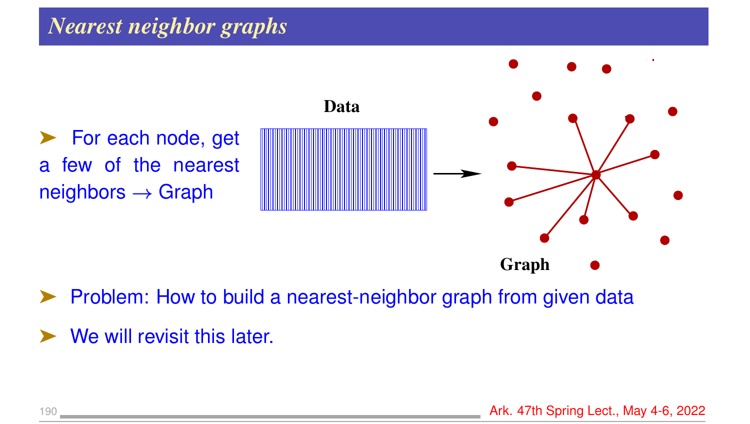## *Nearest neighbor graphs*

- For each node, get a few of the nearest neighbors $\rightarrow$ Graph

Data

Graph

- Problem: How to build a nearest-neighbor graph from given data
- We will revisit this later.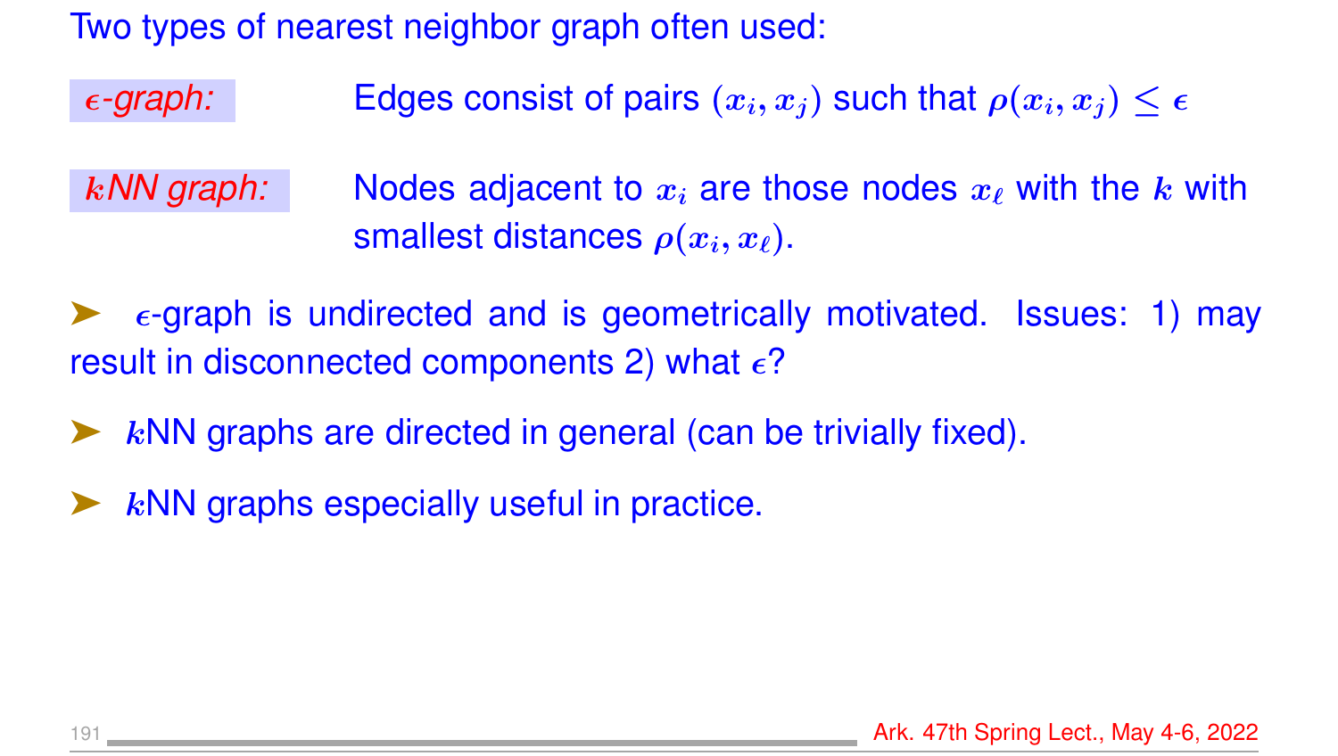Two types of nearest neighbor graph often used:

*$\epsilon$-graph:* Edges consist of pairs $(x_i, x_j)$ such that $\rho(x_i, x_j) \leq \epsilon$

*$k$NN graph:* Nodes adjacent to $x_i$ are those nodes $x_\ell$ with the $k$ with smallest distances $\rho(x_i, x_\ell)$.

- $\epsilon$-graph is undirected and is geometrically motivated. Issues: 1) may result in disconnected components 2) what $\epsilon$?
- $k$NN graphs are directed in general (can be trivially fixed).
- $k$NN graphs especially useful in practice.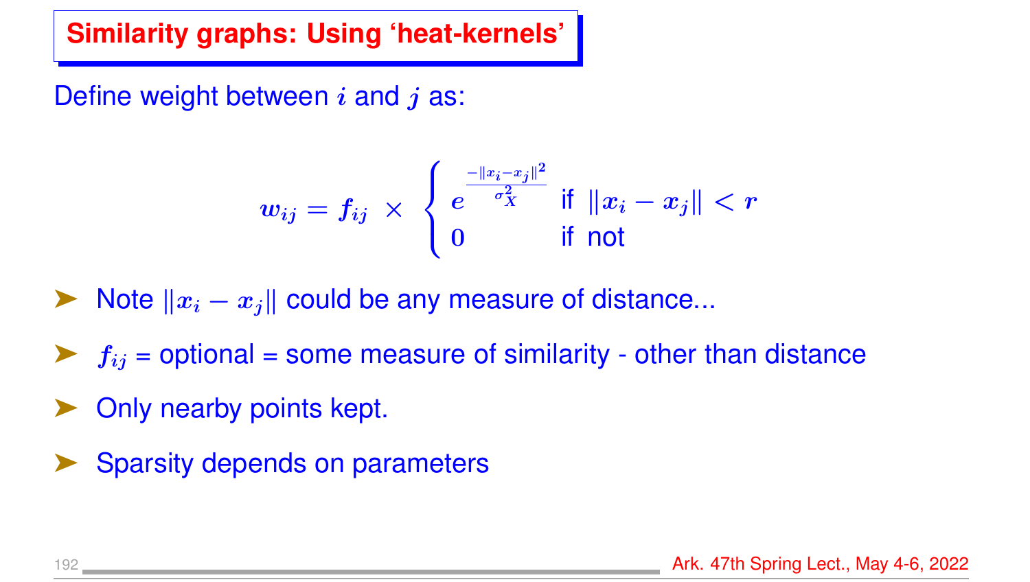## Similarity graphs: Using ‘heat-kernels’

Define weight between $i$ and $j$ as:

$$w_{ij} = f_{ij} \times \begin{cases} e^{\frac{-\|x_i - x_j\|^2}{\sigma_X^2}} & \text{if } \|x_i - x_j\| < r \\ 0 & \text{if not} \end{cases}$$

- Note $\|x_i - x_j\|$ could be any measure of distance...
- $f_{ij}$ = optional = some measure of similarity - other than distance
- Only nearby points kept.
- Sparsity depends on parameters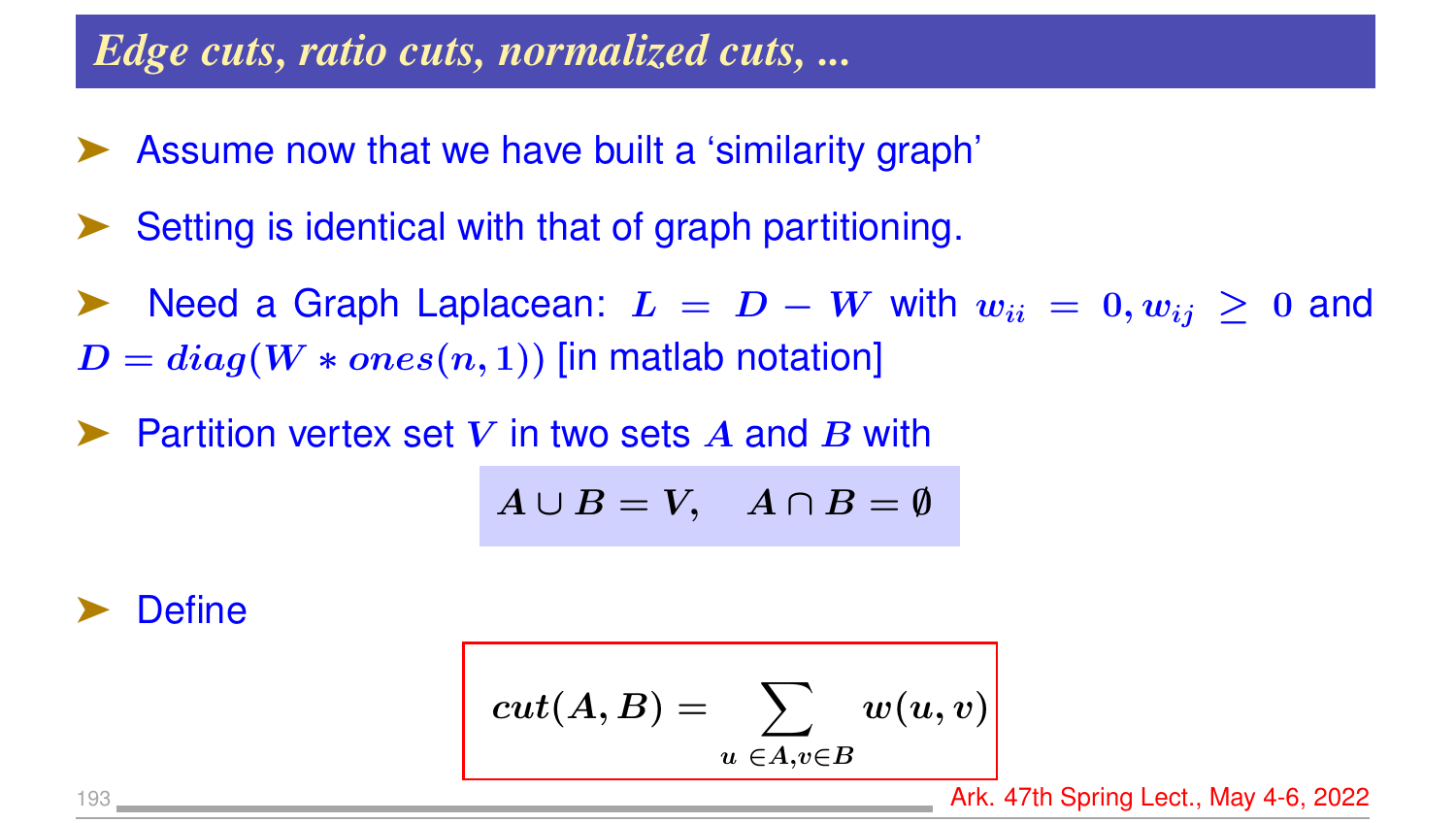## Edge cuts, ratio cuts, normalized cuts, ...

- Assume now that we have built a 'similarity graph'
- Setting is identical with that of graph partitioning.
- Need a Graph Laplacean: $L = D - W$ with $w_{ii} = 0, w_{ij} \geq 0$ and $D = diag(W * ones(n, 1))$ [in matlab notation]
- Partition vertex set $V$ in two sets $A$ and $B$ with

$$A \cup B = V, \quad A \cap B = \emptyset$$

- Define

$$cut(A, B) = \sum_{u \in A, v \in B} w(u, v)$$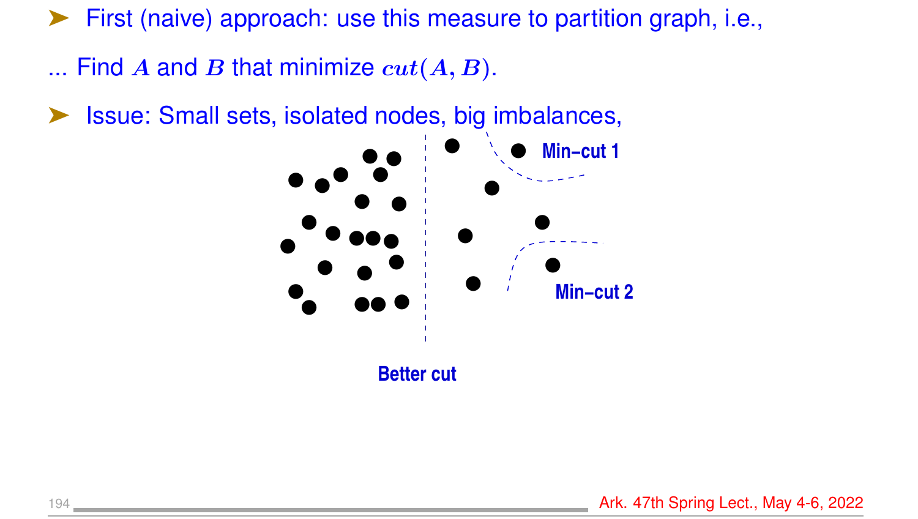- First (naive) approach: use this measure to partition graph, i.e.,

... Find $A$ and $B$ that minimize $cut(A, B)$.

- Issue: Small sets, isolated nodes, big imbalances,

Min−cut 1

Min−cut 2

Better cut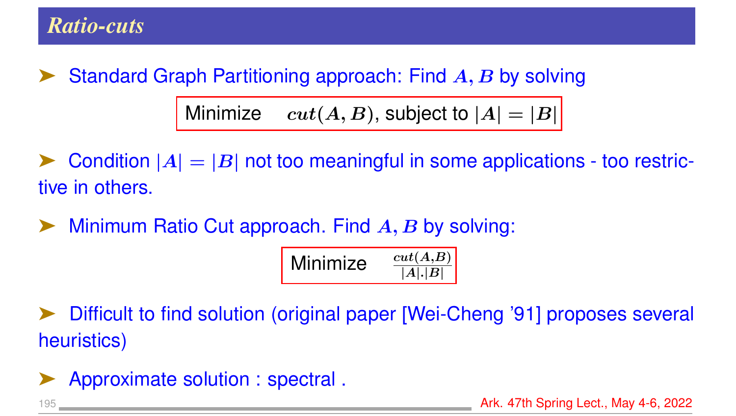# Ratio-cuts

- Standard Graph Partitioning approach: Find $A, B$ by solving

$$\text{Minimize} \quad cut(A, B), \text{ subject to } |A| = |B|$$

- Condition $|A| = |B|$ not too meaningful in some applications - too restrictive in others.

- Minimum Ratio Cut approach. Find $A, B$ by solving:

$$\text{Minimize} \quad \frac{cut(A,B)}{|A|.|B|}$$

- Difficult to find solution (original paper [Wei-Cheng '91] proposes several heuristics)

- Approximate solution : spectral .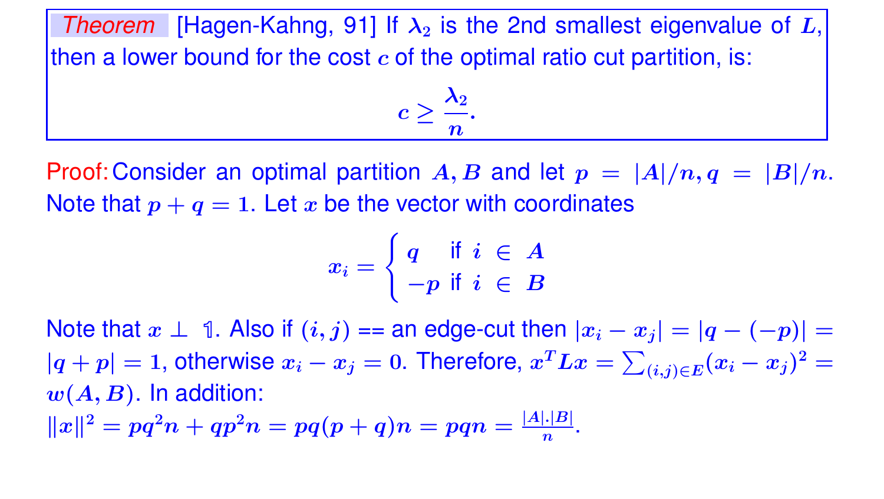**Theorem** [Hagen-Kahng, 91] If $\lambda_2$ is the 2nd smallest eigenvalue of $L$, then a lower bound for the cost $c$ of the optimal ratio cut partition, is:

$$c \geq \frac{\lambda_2}{n}.$$

**Proof:** Consider an optimal partition $A, B$ and let $p = |A|/n, q = |B|/n$. Note that $p + q = 1$. Let $x$ be the vector with coordinates

$$x_i = \begin{cases} q & \text{if } i \in A \\ -p & \text{if } i \in B \end{cases}$$

Note that $x \perp \mathbb{1}$. Also if $(i, j)$ == an edge-cut then $|x_i - x_j| = |q - (-p)| = |q + p| = 1$, otherwise $x_i - x_j = 0$. Therefore, $x^T L x = \sum_{(i,j) \in E} (x_i - x_j)^2 = w(A, B)$. In addition:

$\|x\|^2 = pq^2 n + qp^2 n = pq(p + q)n = pqn = \frac{|A|.|B|}{n}$.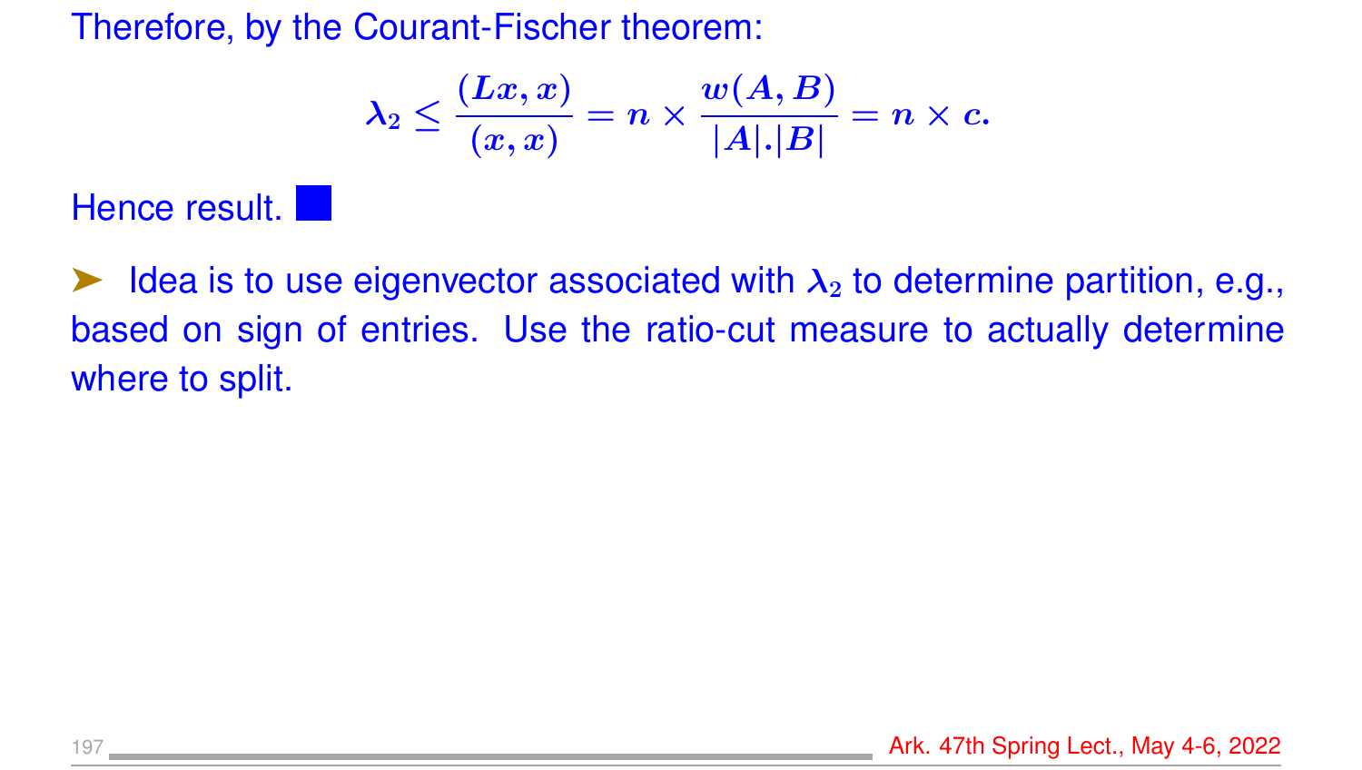Therefore, by the Courant-Fischer theorem:

$$\lambda_2 \leq \frac{(Lx, x)}{(x, x)} = n \times \frac{w(A, B)}{|A|.|B|} = n \times c.$$

Hence result. ■

➤ Idea is to use eigenvector associated with $\lambda_2$ to determine partition, e.g., based on sign of entries. Use the ratio-cut measure to actually determine where to split.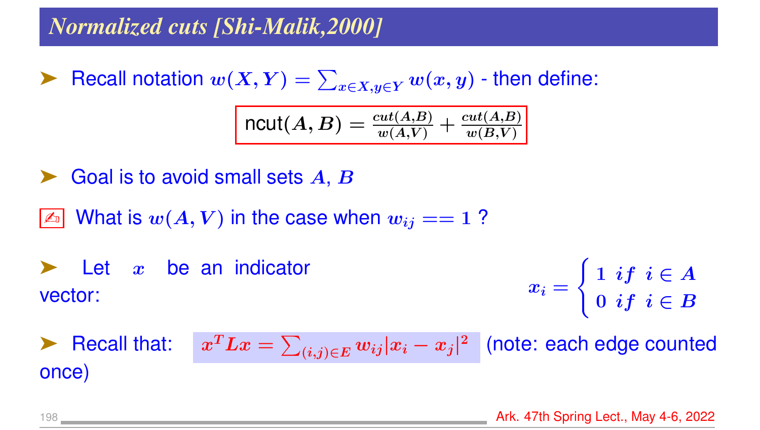## Normalized cuts [Shi-Malik,2000]

- Recall notation $w(X, Y) = \sum_{x \in X, y \in Y} w(x, y)$ - then define:

$$\text{ncut}(A, B) = \frac{cut(A,B)}{w(A,V)} + \frac{cut(A,B)}{w(B,V)}$$

- Goal is to avoid small sets $A$, $B$

✍ What is $w(A, V)$ in the case when $w_{ij} == 1$ ?

- Let $x$ be an indicator vector:

$$x_i = \begin{cases} 1 & if \ i \in A \\ 0 & if \ i \in B \end{cases}$$

- Recall that: $x^T L x = \sum_{(i,j) \in E} w_{ij} |x_i - x_j|^2$ (note: each edge counted once)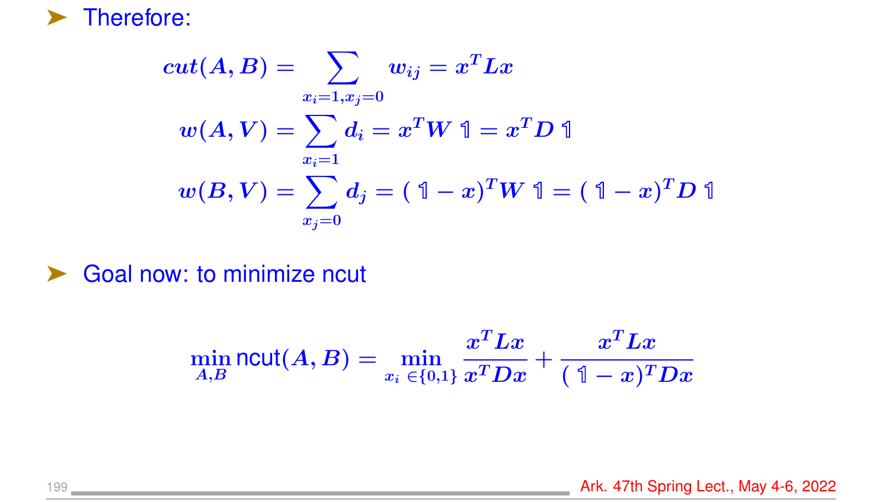- Therefore:

$$cut(A,B) = \sum_{x_i=1, x_j=0} w_{ij} = x^T L x$$

$$w(A,V) = \sum_{x_i=1} d_i = x^T W \mathbb{1} = x^T D \mathbb{1}$$

$$w(B,V) = \sum_{x_j=0} d_j = (\mathbb{1} - x)^T W \mathbb{1} = (\mathbb{1} - x)^T D \mathbb{1}$$

- Goal now: to minimize ncut

$$\min_{A,B} \text{ncut}(A,B) = \min_{x_i \in \{0,1\}} \frac{x^T L x}{x^T D x} + \frac{x^T L x}{(\mathbb{1} - x)^T D x}$$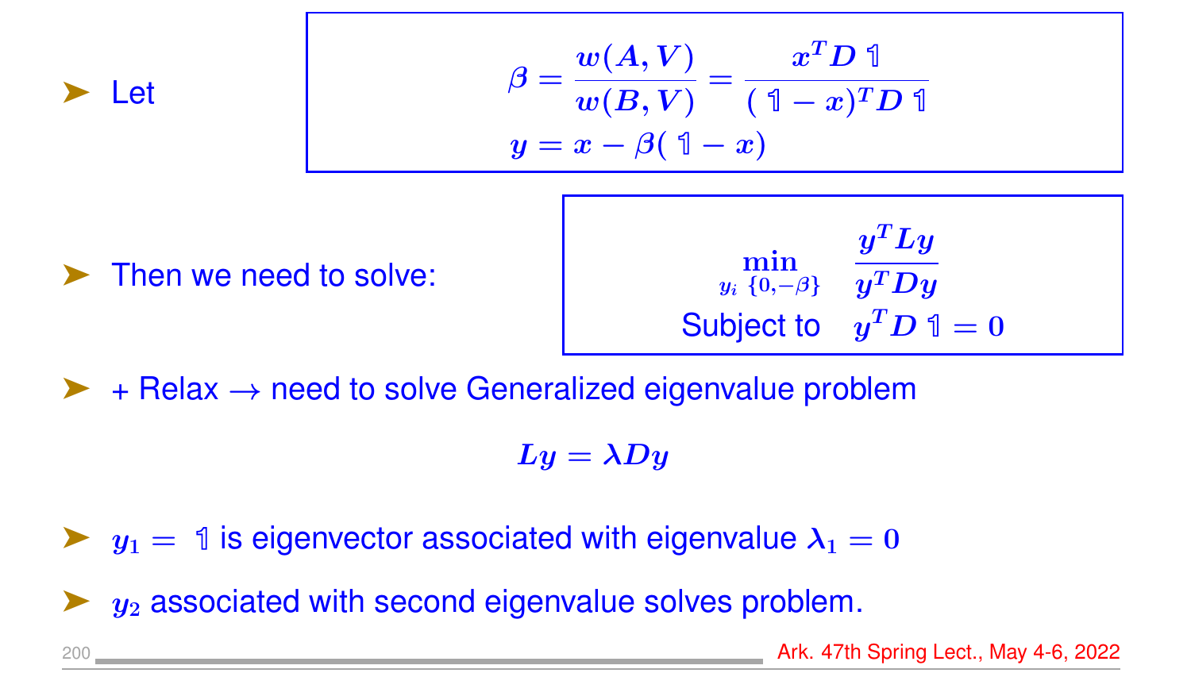- Let

$$\beta = \frac{w(A,V)}{w(B,V)} = \frac{x^T D \mathbb{1}}{(\mathbb{1} - x)^T D \mathbb{1}}$$
$$y = x - \beta(\mathbb{1} - x)$$

- Then we need to solve:

$$\min_{y_i \ \{0,-\beta\}} \quad \frac{y^T L y}{y^T D y}$$
$$\text{Subject to} \quad y^T D \mathbb{1} = 0$$

- + Relax → need to solve Generalized eigenvalue problem

$$Ly = \lambda D y$$

- $y_1 = \mathbb{1}$ is eigenvector associated with eigenvalue $\lambda_1 = 0$
- $y_2$ associated with second eigenvalue solves problem.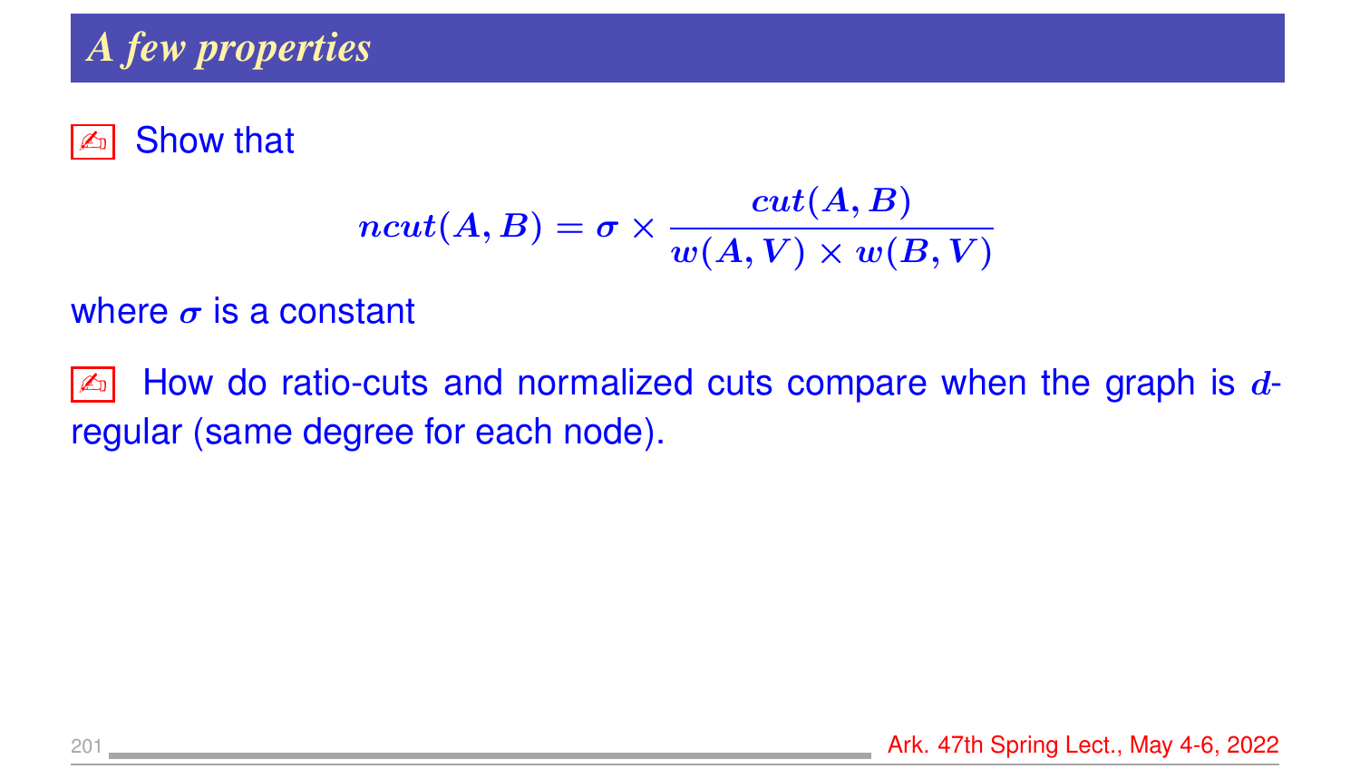## A few properties

✍ Show that

$$ncut(A, B) = \sigma \times \frac{cut(A, B)}{w(A, V) \times w(B, V)}$$

where $\sigma$ is a constant

✍ How do ratio-cuts and normalized cuts compare when the graph is $d$-regular (same degree for each node).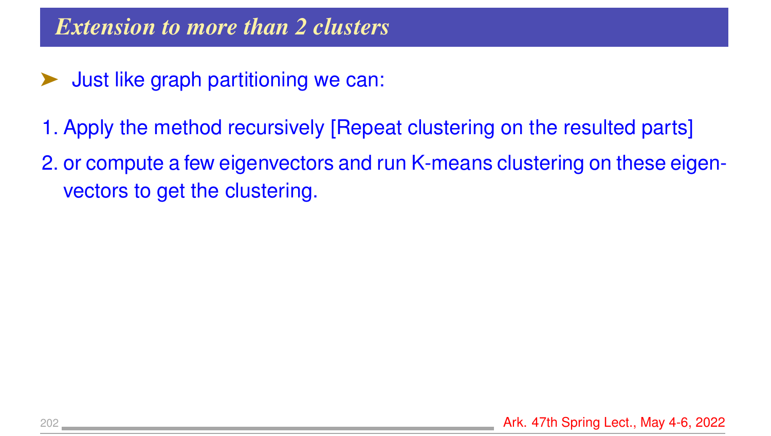## Extension to more than 2 clusters

- Just like graph partitioning we can:

1. Apply the method recursively [Repeat clustering on the resulted parts]
2. or compute a few eigenvectors and run K-means clustering on these eigenvectors to get the clustering.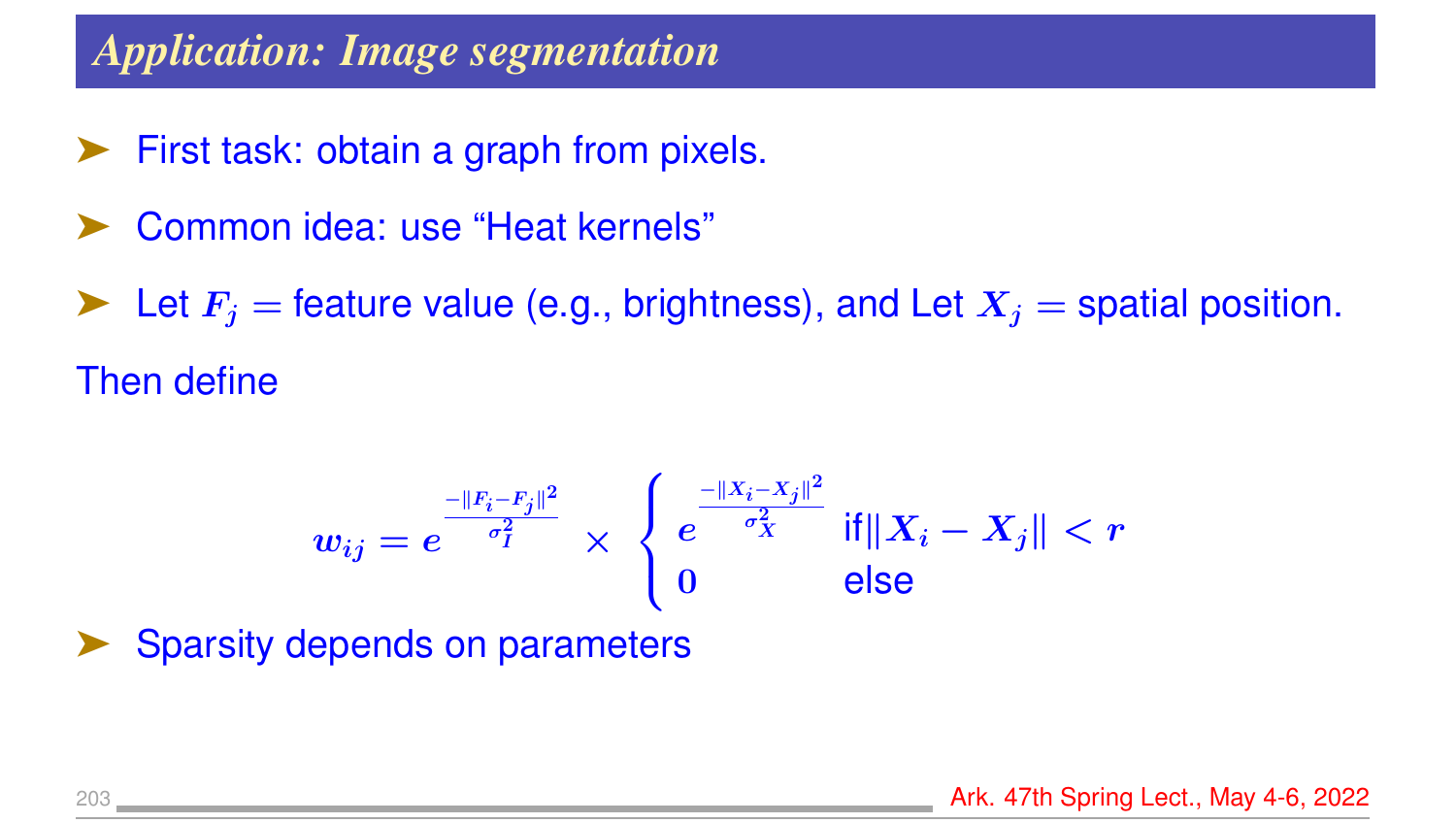## Application: Image segmentation

- First task: obtain a graph from pixels.
- Common idea: use “Heat kernels”
- Let $F_j =$ feature value (e.g., brightness), and Let $X_j =$ spatial position.

Then define

$$w_{ij} = e^{\frac{-\|F_i - F_j\|^2}{\sigma_I^2}} \times \begin{cases} e^{\frac{-\|X_i - X_j\|^2}{\sigma_X^2}} & \text{if} \|X_i - X_j\| < r \\ 0 & \text{else} \end{cases}$$

- Sparsity depends on parameters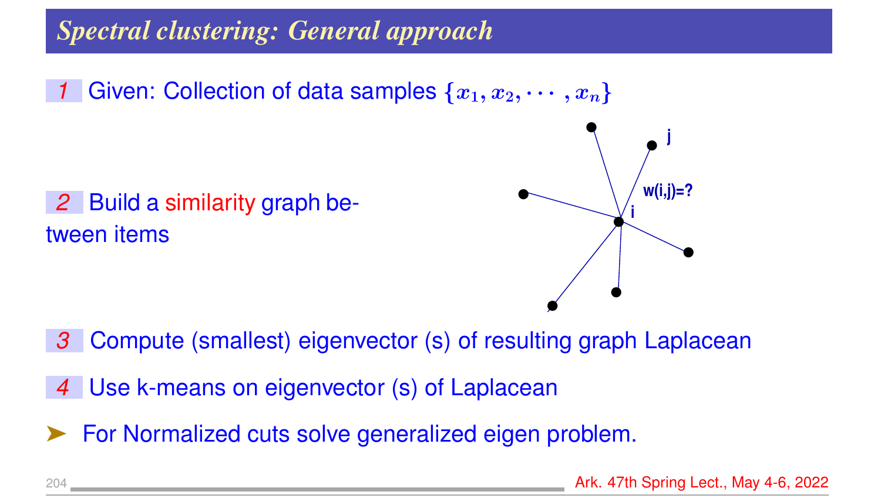# *Spectral clustering: General approach*

1 Given: Collection of data samples $\{x_1, x_2, \cdots, x_n\}$

2 Build a similarity graph between items

3 Compute (smallest) eigenvector (s) of resulting graph Laplacean

4 Use k-means on eigenvector (s) of Laplacean

➤ For Normalized cuts solve generalized eigen problem.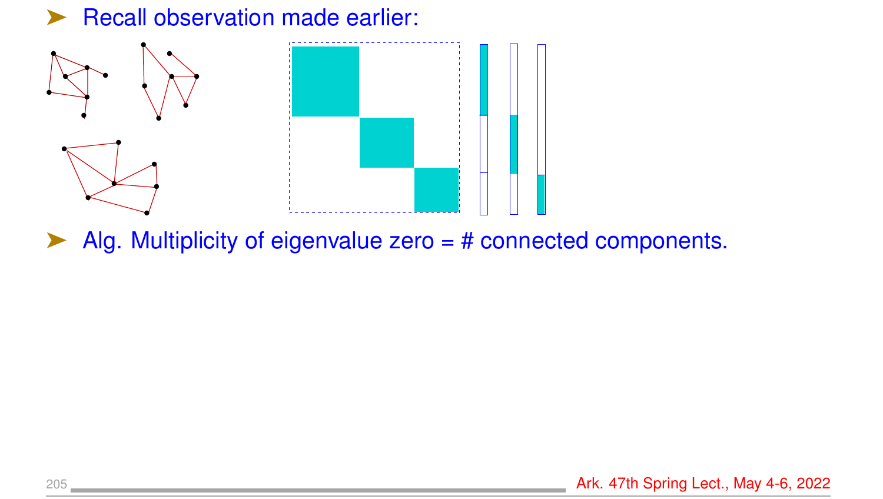- Recall observation made earlier:

- Alg. Multiplicity of eigenvalue zero = # connected components.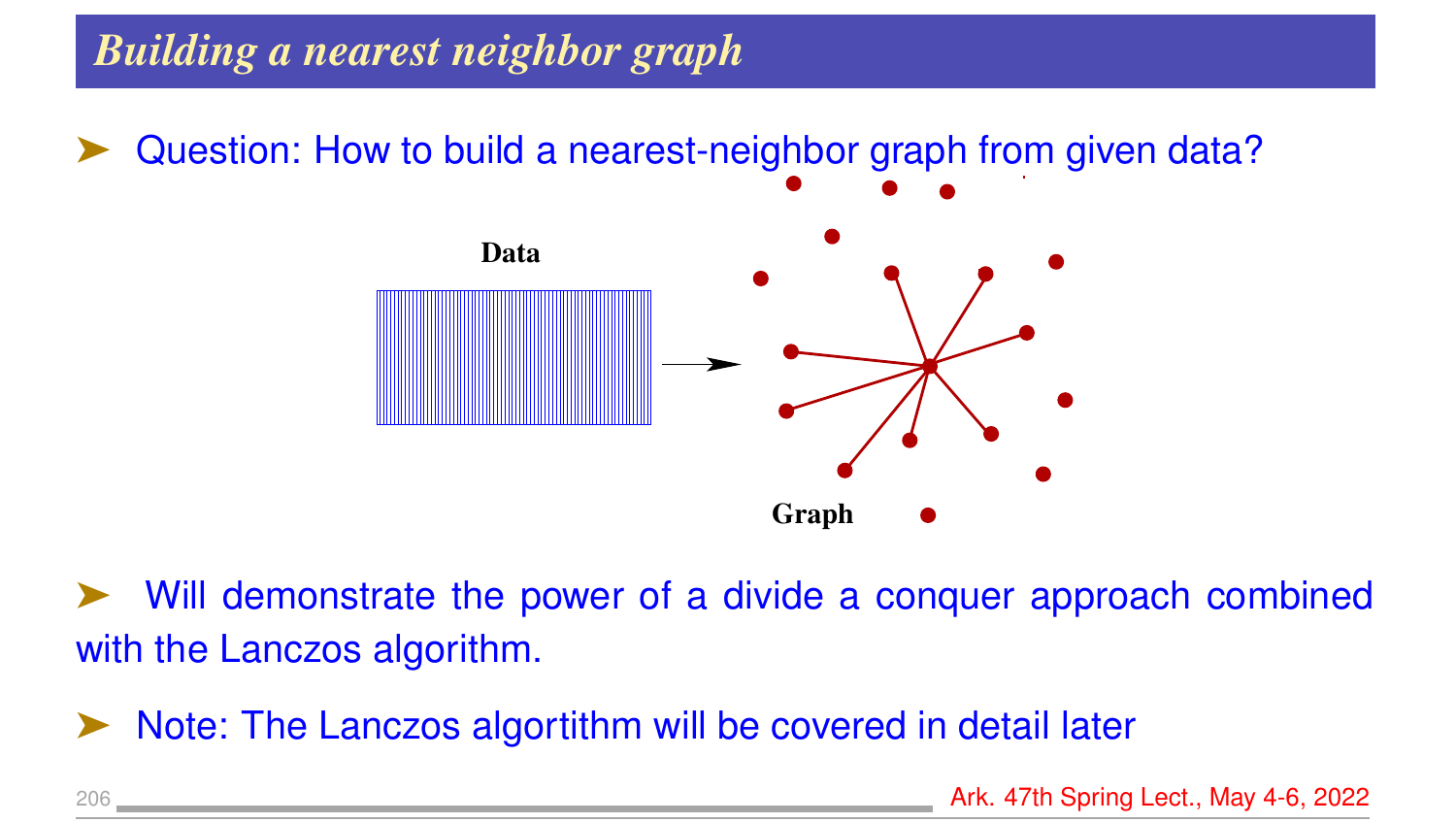## *Building a nearest neighbor graph*

- Question: How to build a nearest-neighbor graph from given data?

Data

Graph

- Will demonstrate the power of a divide a conquer approach combined with the Lanczos algorithm.

- Note: The Lanczos algortithm will be covered in detail later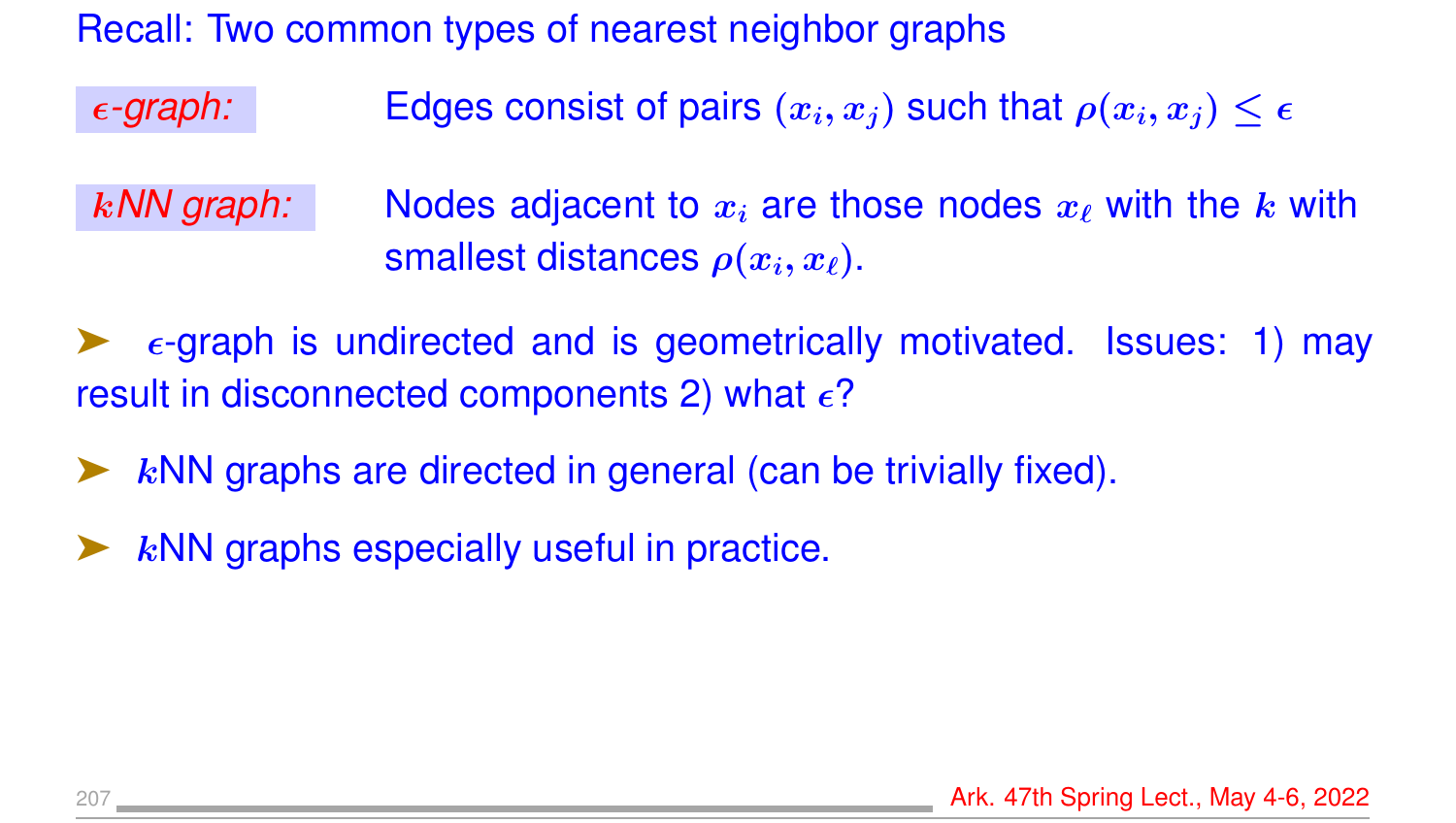## Recall: Two common types of nearest neighbor graphs

*$\epsilon$-graph:* Edges consist of pairs $(x_i, x_j)$ such that $\rho(x_i, x_j) \le \epsilon$

*$k$NN graph:* Nodes adjacent to $x_i$ are those nodes $x_\ell$ with the $k$ with smallest distances $\rho(x_i, x_\ell)$.

- $\epsilon$-graph is undirected and is geometrically motivated. Issues: 1) may result in disconnected components 2) what $\epsilon$?
- $k$NN graphs are directed in general (can be trivially fixed).
- $k$NN graphs especially useful in practice.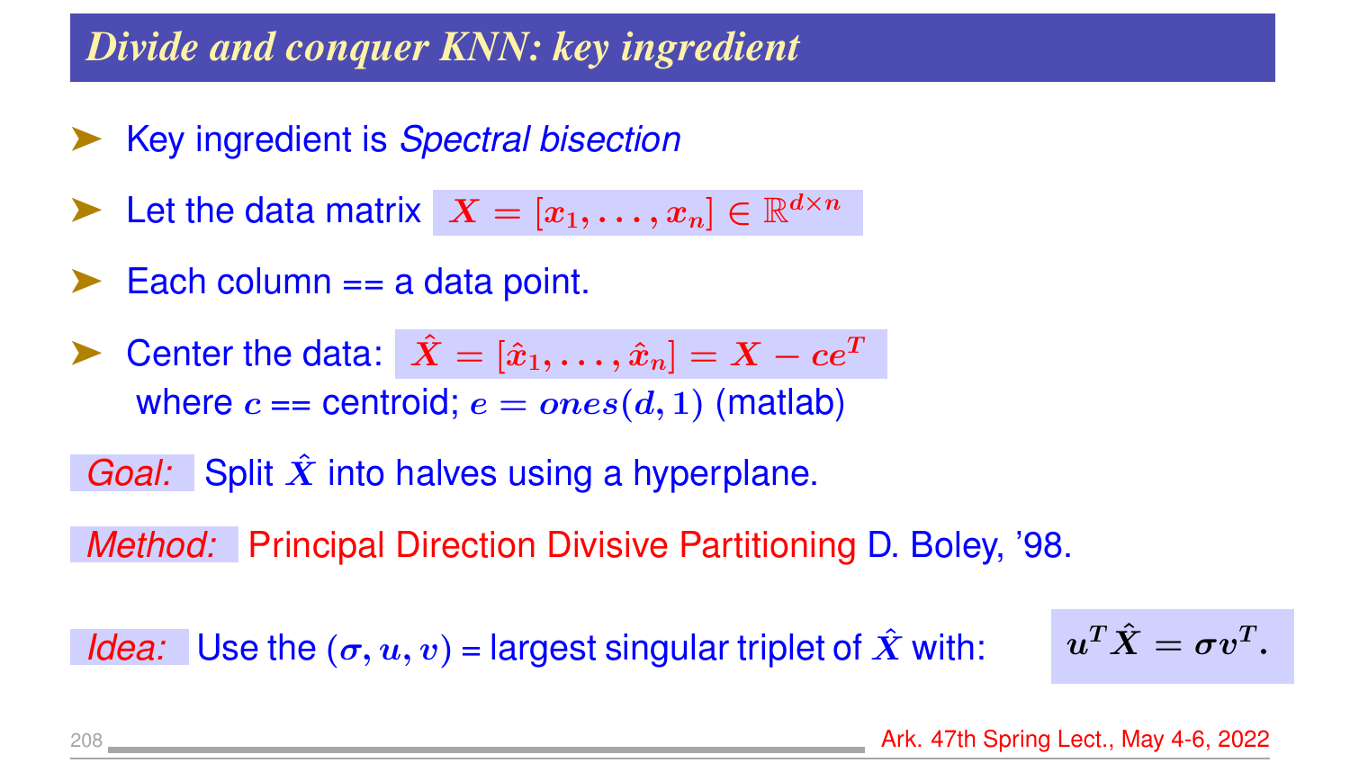## Divide and conquer KNN: key ingredient

- Key ingredient is *Spectral bisection*
- Let the data matrix $X = [x_1, \ldots, x_n] \in \mathbb{R}^{d \times n}$
- Each column == a data point.
- Center the data: $\hat{X} = [\hat{x}_1, \ldots, \hat{x}_n] = X - ce^T$
  where $c$ == centroid; $e = ones(d, 1)$ (matlab)

*Goal:* Split $\hat{X}$ into halves using a hyperplane.

*Method:* Principal Direction Divisive Partitioning D. Boley, '98.

*Idea:* Use the $(\sigma, u, v)$ = largest singular triplet of $\hat{X}$ with: $u^T \hat{X} = \sigma v^T.$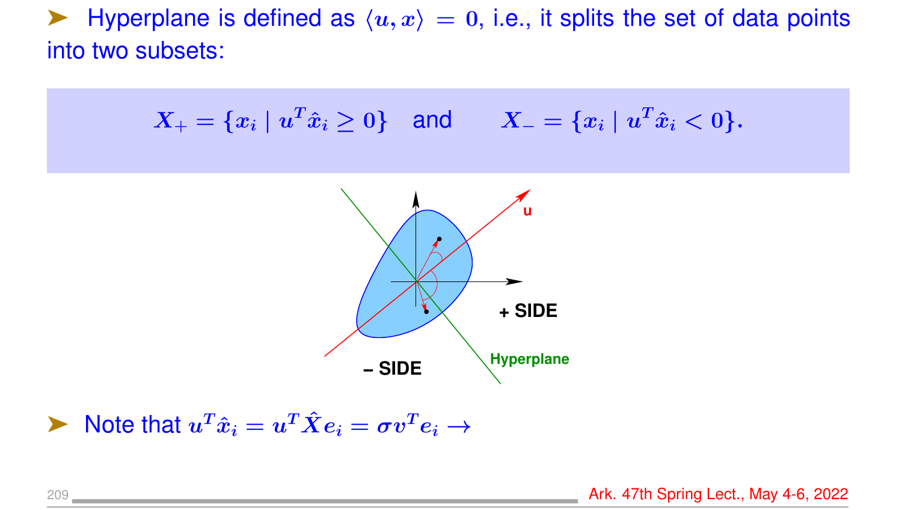- Hyperplane is defined as $\langle u, x \rangle = 0$, i.e., it splits the set of data points into two subsets:

$$X_+ = \{x_i \mid u^T \hat{x}_i \geq 0\} \quad \text{and} \qquad X_- = \{x_i \mid u^T \hat{x}_i < 0\}.$$

- Note that $u^T \hat{x}_i = u^T \hat{X} e_i = \sigma v^T e_i \rightarrow$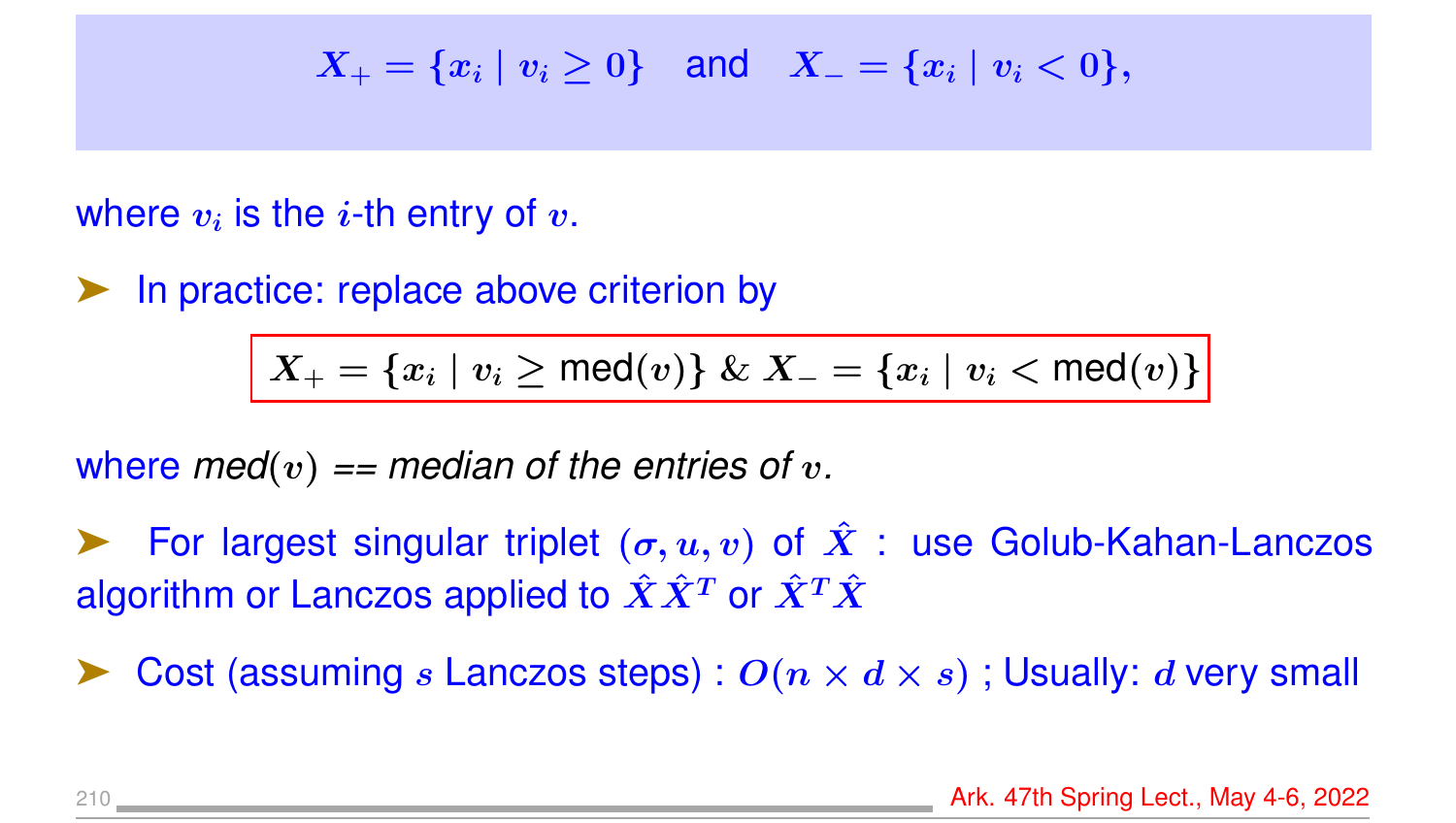$$X_+ = \{x_i \mid v_i \geq 0\} \quad \text{and} \quad X_- = \{x_i \mid v_i < 0\},$$

where $v_i$ is the $i$-th entry of $v$.

➤ In practice: replace above criterion by

$$X_+ = \{x_i \mid v_i \geq \text{med}(v)\} \;\&\; X_- = \{x_i \mid v_i < \text{med}(v)\}$$

where *med*$(v)$ *== median of the entries of* $v$*.*

➤ For largest singular triplet $(\sigma, u, v)$ of $\hat{X}$ : use Golub-Kahan-Lanczos algorithm or Lanczos applied to $\hat{X}\hat{X}^T$ or $\hat{X}^T\hat{X}$

➤ Cost (assuming $s$ Lanczos steps) : $O(n \times d \times s)$ ; Usually: $d$ very small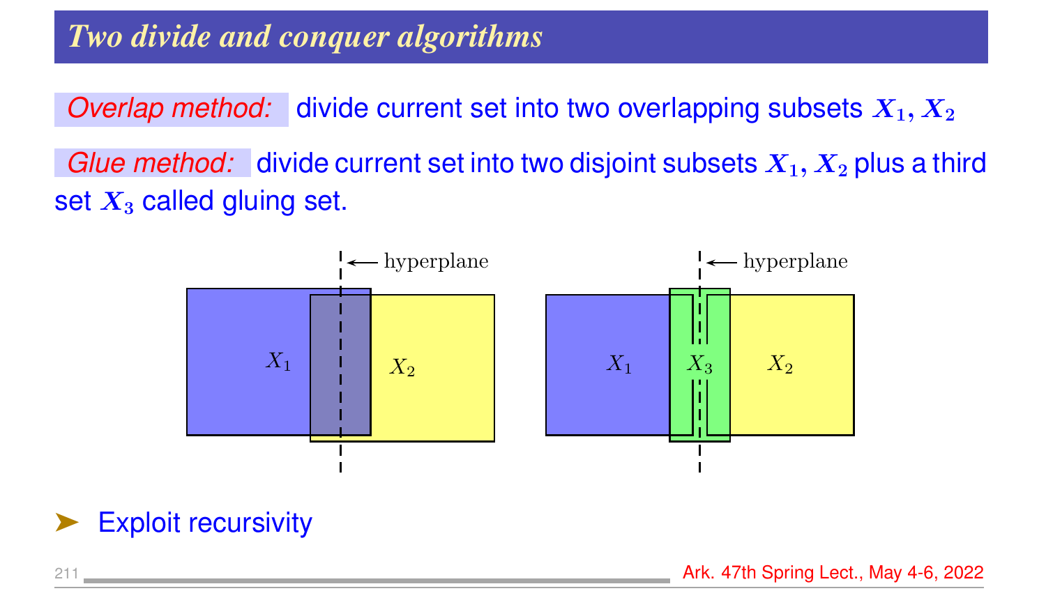## Two divide and conquer algorithms

*Overlap method:* divide current set into two overlapping subsets $X_1, X_2$

*Glue method:* divide current set into two disjoint subsets $X_1, X_2$ plus a third set $X_3$ called gluing set.

hyperplane

$X_1$ $X_2$

hyperplane

$X_1$ $X_3$ $X_2$

- Exploit recursivity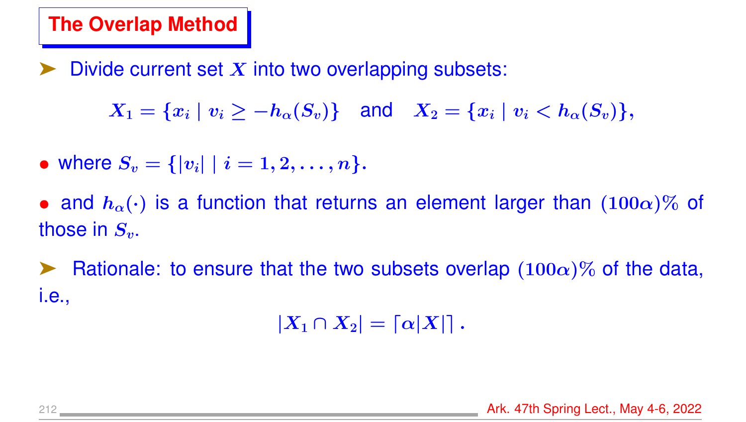# The Overlap Method

➤ Divide current set $X$ into two overlapping subsets:

$$X_1 = \{x_i \mid v_i \geq -h_\alpha(S_v)\} \quad \text{and} \quad X_2 = \{x_i \mid v_i < h_\alpha(S_v)\},$$

- where $S_v = \{|v_i| \mid i = 1, 2, \ldots, n\}$.
- and $h_\alpha(\cdot)$ is a function that returns an element larger than $(100\alpha)\%$ of those in $S_v$.

➤ Rationale: to ensure that the two subsets overlap $(100\alpha)\%$ of the data, i.e.,

$$|X_1 \cap X_2| = \lceil \alpha |X| \rceil .$$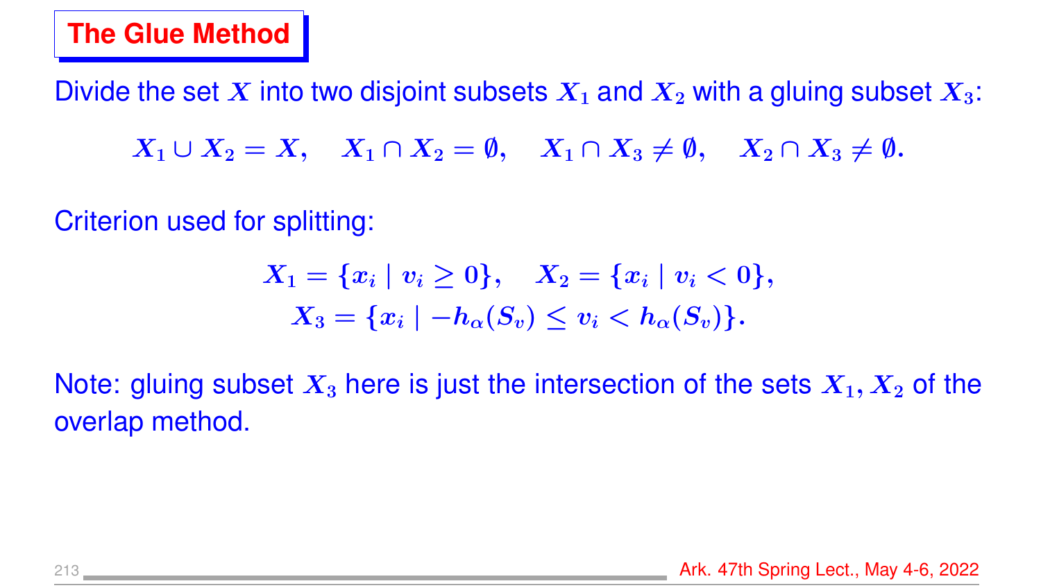# The Glue Method

Divide the set $X$ into two disjoint subsets $X_1$ and $X_2$ with a gluing subset $X_3$:

$$X_1 \cup X_2 = X, \quad X_1 \cap X_2 = \emptyset, \quad X_1 \cap X_3 \neq \emptyset, \quad X_2 \cap X_3 \neq \emptyset.$$

Criterion used for splitting:

$$X_1 = \{x_i \mid v_i \geq 0\}, \quad X_2 = \{x_i \mid v_i < 0\},$$
$$X_3 = \{x_i \mid -h_\alpha(S_v) \leq v_i < h_\alpha(S_v)\}.$$

Note: gluing subset $X_3$ here is just the intersection of the sets $X_1, X_2$ of the overlap method.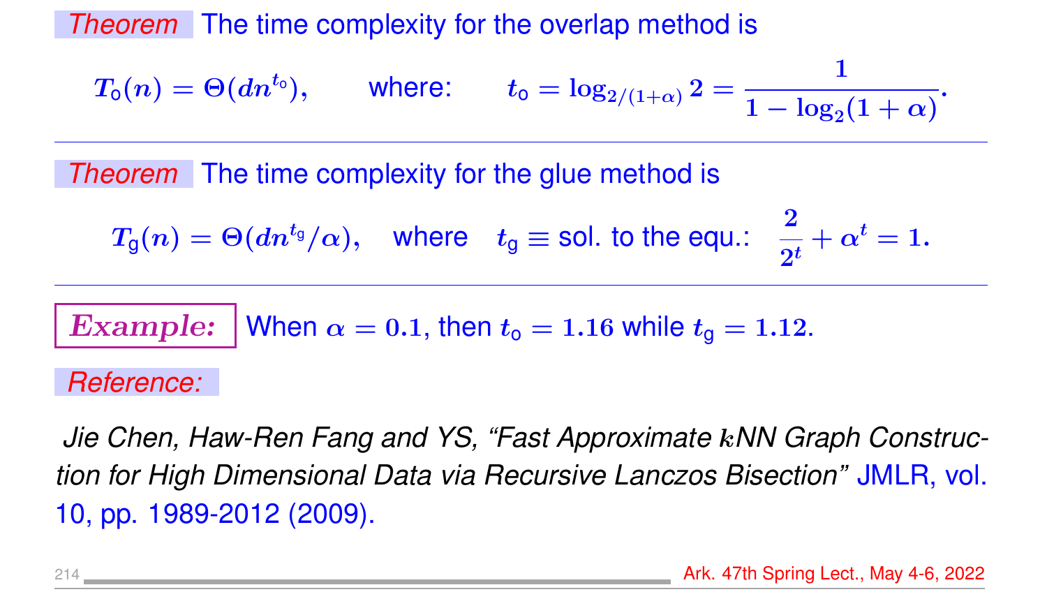**Theorem** The time complexity for the overlap method is

$$T_o(n) = \Theta(dn^{t_o}), \qquad \text{where:} \qquad t_o = \log_{2/(1+\alpha)} 2 = \frac{1}{1 - \log_2(1+\alpha)}.$$

---

**Theorem** The time complexity for the glue method is

$$T_g(n) = \Theta(dn^{t_g}/\alpha), \quad \text{where} \quad t_g \equiv \text{sol. to the equ.:} \quad \frac{2}{2^t} + \alpha^t = 1.$$

---

***Example:*** When $\alpha = 0.1$, then $t_o = 1.16$ while $t_g = 1.12$.

*Reference:*

*Jie Chen, Haw-Ren Fang and YS, "Fast Approximate $k$NN Graph Construction for High Dimensional Data via Recursive Lanczos Bisection"* JMLR, vol. 10, pp. 1989-2012 (2009).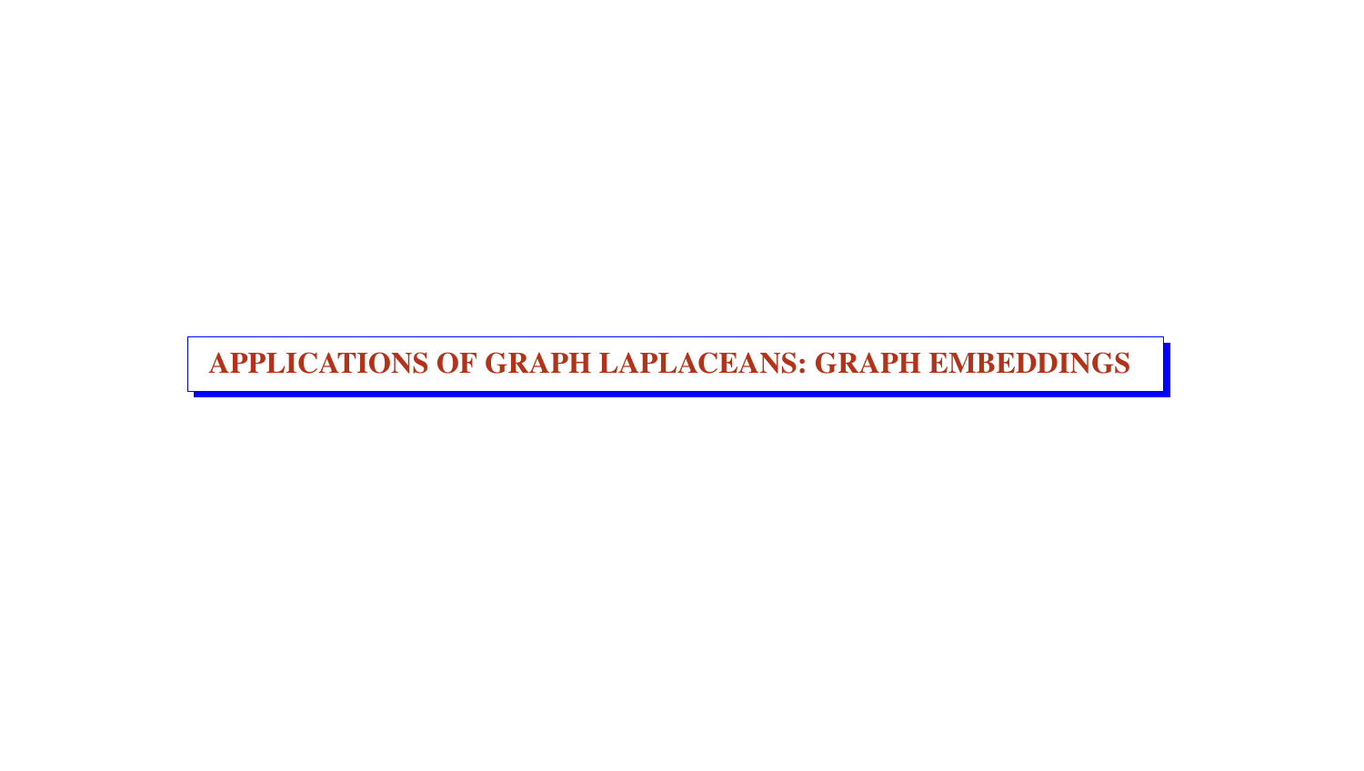# APPLICATIONS OF GRAPH LAPLACEANS: GRAPH EMBEDDINGS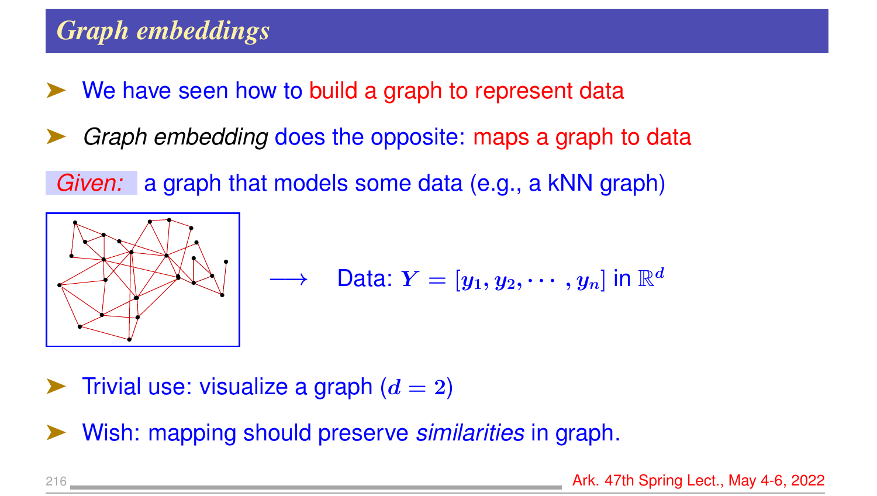## Graph embeddings

- We have seen how to build a graph to represent data
- *Graph embedding* does the opposite: maps a graph to data

Given: a graph that models some data (e.g., a kNN graph)

$\longrightarrow$ Data: $Y = [y_1, y_2, \cdots, y_n]$ in $\mathbb{R}^d$

- Trivial use: visualize a graph ($d = 2$)
- Wish: mapping should preserve *similarities* in graph.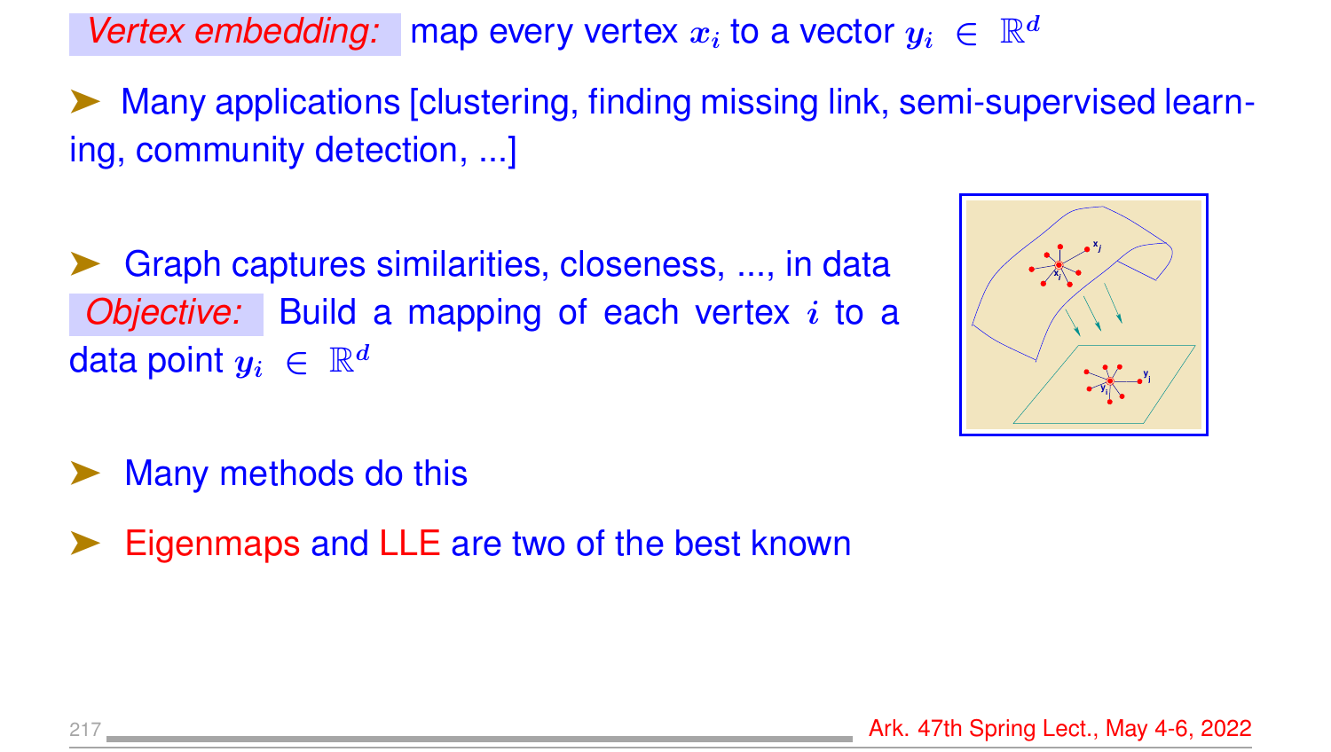*Vertex embedding:* map every vertex $x_i$ to a vector $y_i \in \mathbb{R}^d$

- Many applications [clustering, finding missing link, semi-supervised learning, community detection, ...]

- Graph captures similarities, closeness, ..., in data
  *Objective:* Build a mapping of each vertex $i$ to a data point $y_i \in \mathbb{R}^d$

- Many methods do this

- Eigenmaps and LLE are two of the best known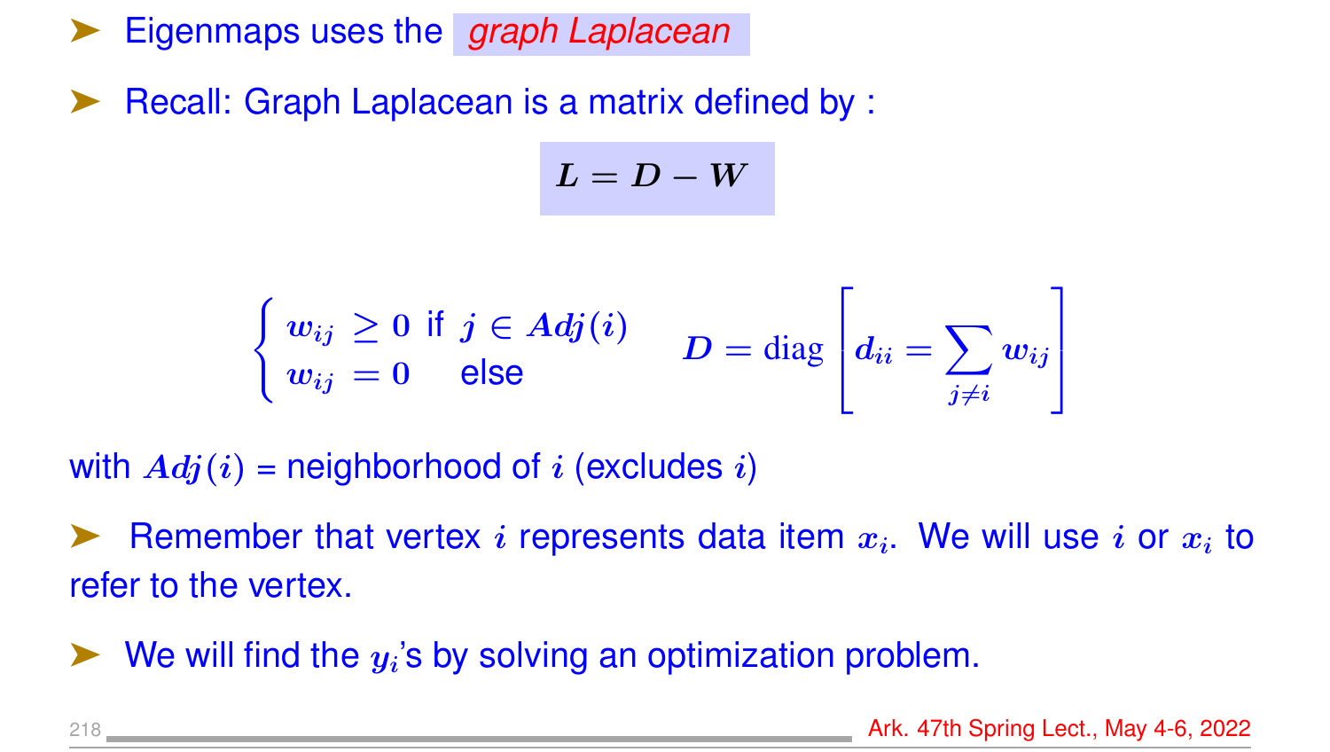- Eigenmaps uses the *graph Laplacean*

- Recall: Graph Laplacean is a matrix defined by :

$$L = D - W$$

$$\begin{cases} w_{ij} \geq 0 & \text{if } j \in Adj(i) \\ w_{ij} = 0 & \text{else} \end{cases} \qquad D = \text{diag}\left[ d_{ii} = \sum_{j \neq i} w_{ij} \right]$$

with $Adj(i)$ = neighborhood of $i$ (excludes $i$)

- Remember that vertex $i$ represents data item $x_i$. We will use $i$ or $x_i$ to refer to the vertex.

- We will find the $y_i$'s by solving an optimization problem.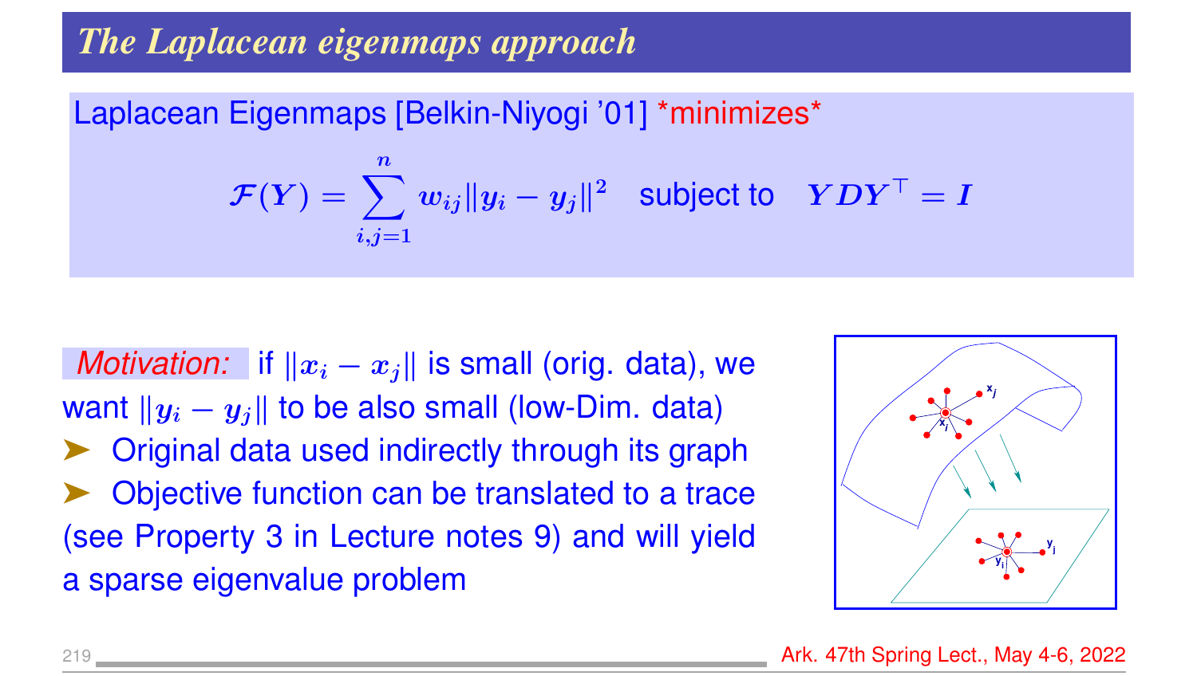# The Laplacean eigenmaps approach

Laplacean Eigenmaps [Belkin-Niyogi '01] *minimizes*

$$\mathcal{F}(Y) = \sum_{i,j=1}^{n} w_{ij} \|y_i - y_j\|^2 \quad \text{subject to} \quad YDY^\top = I$$

*Motivation:* if $\|x_i - x_j\|$ is small (orig. data), we want $\|y_i - y_j\|$ to be also small (low-Dim. data)

- Original data used indirectly through its graph
- Objective function can be translated to a trace (see Property 3 in Lecture notes 9) and will yield a sparse eigenvalue problem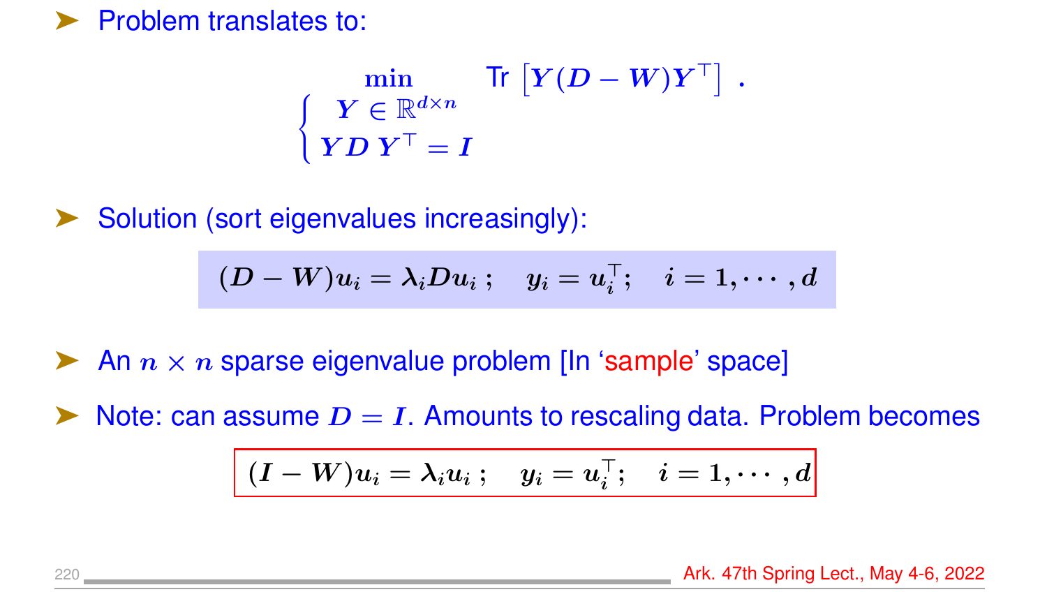- Problem translates to:

$$\min_{\begin{cases} Y \in \mathbb{R}^{d\times n} \\ Y D\, Y^\top = I \end{cases}} \quad \text{Tr}\left[Y(D-W)Y^\top\right] .$$

- Solution (sort eigenvalues increasingly):

$$(D-W)u_i = \lambda_i D u_i \; ; \quad y_i = u_i^\top ; \quad i = 1, \cdots, d$$

- An $n \times n$ sparse eigenvalue problem [In 'sample' space]

- Note: can assume $D = I$. Amounts to rescaling data. Problem becomes

$$(I-W)u_i = \lambda_i u_i \; ; \quad y_i = u_i^\top ; \quad i = 1, \cdots, d$$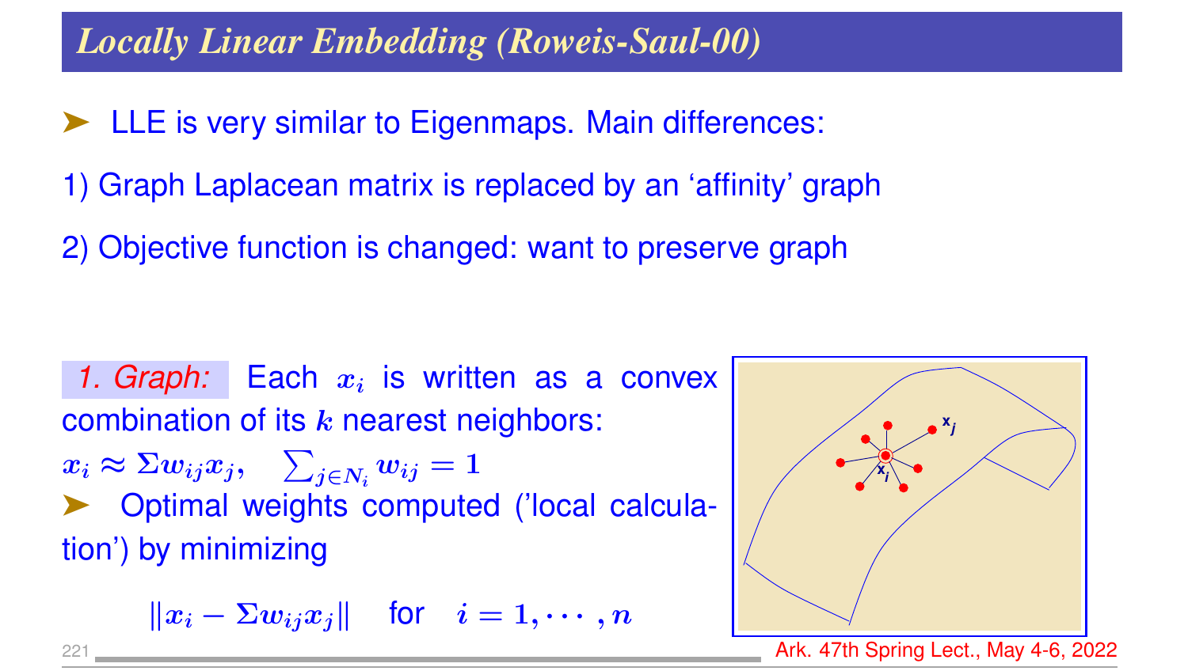# *Locally Linear Embedding (Roweis-Saul-00)*

➤ LLE is very similar to Eigenmaps. Main differences:

1) Graph Laplacean matrix is replaced by an 'affinity' graph

2) Objective function is changed: want to preserve graph

*1. Graph:* Each $x_i$ is written as a convex combination of its $k$ nearest neighbors:

$x_i \approx \Sigma w_{ij} x_j, \quad \sum_{j \in N_i} w_{ij} = 1$

➤ Optimal weights computed ('local calculation') by minimizing

$$\|x_i - \Sigma w_{ij} x_j\| \quad \text{for} \quad i = 1, \cdots, n$$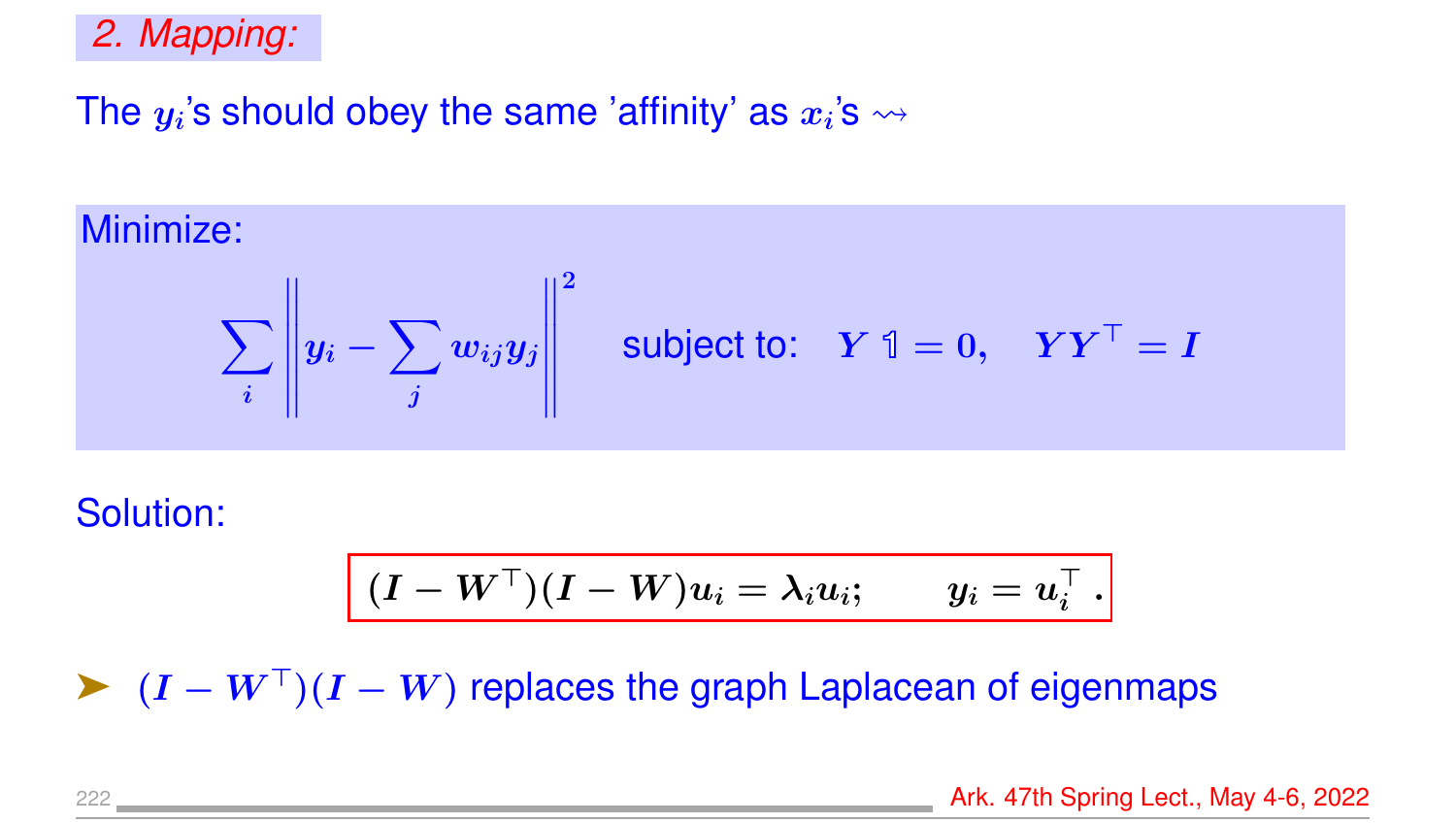## *2. Mapping:*

The $y_i$'s should obey the same 'affinity' as $x_i$'s $\rightsquigarrow$

Minimize:

$$\sum_i \left\| y_i - \sum_j w_{ij} y_j \right\|^2 \quad \text{subject to:} \quad Y \mathbb{1} = 0, \quad YY^\top = I$$

Solution:

$$(I - W^\top)(I - W)u_i = \lambda_i u_i; \qquad y_i = u_i^\top .$$

➤ $(I - W^\top)(I - W)$ replaces the graph Laplacean of eigenmaps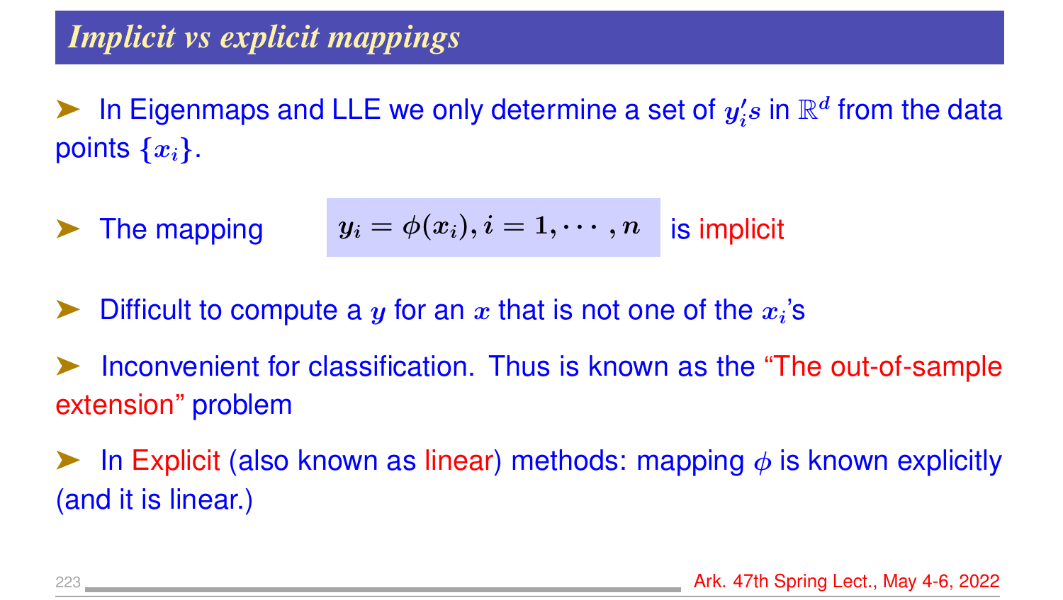## Implicit vs explicit mappings

- In Eigenmaps and LLE we only determine a set of $y_i's$ in $\mathbb{R}^d$ from the data points $\{x_i\}$.

- The mapping $y_i = \phi(x_i), i = 1, \cdots, n$ is implicit

- Difficult to compute a $y$ for an $x$ that is not one of the $x_i$'s

- Inconvenient for classification. Thus is known as the "The out-of-sample extension" problem

- In Explicit (also known as linear) methods: mapping $\phi$ is known explicitly (and it is linear.)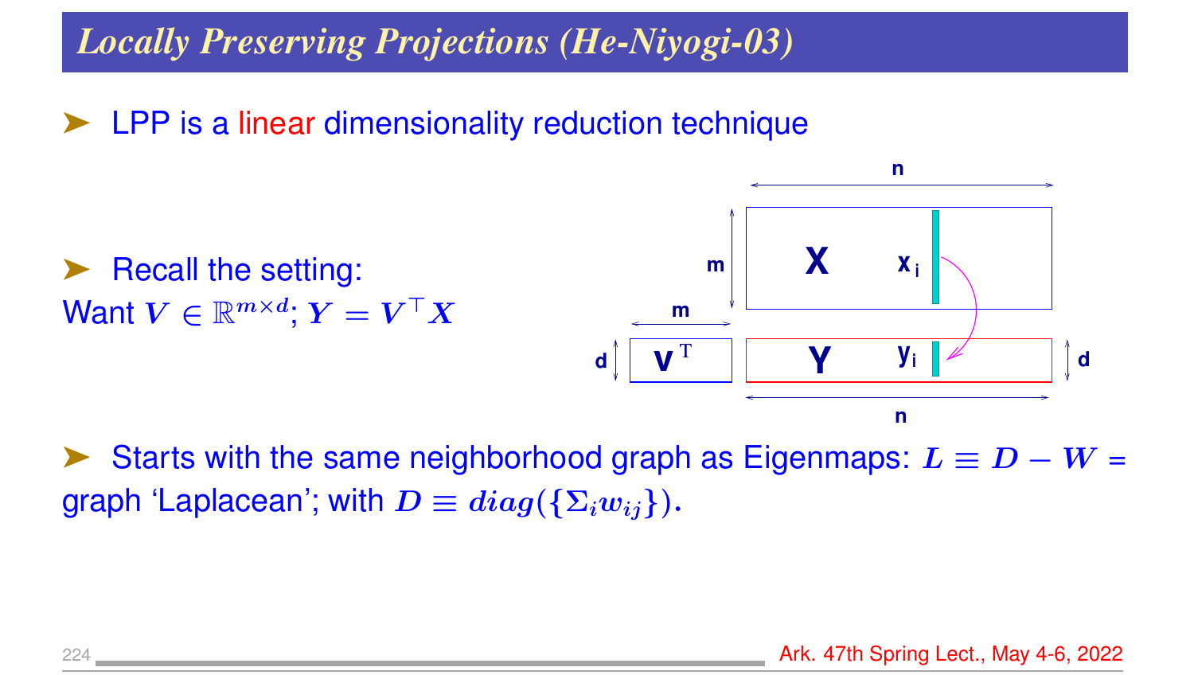## *Locally Preserving Projections (He-Niyogi-03)*

- LPP is a linear dimensionality reduction technique

- Recall the setting:

Want $V \in \mathbb{R}^{m \times d}$; $Y = V^\top X$

- Starts with the same neighborhood graph as Eigenmaps: $L \equiv D - W$ = graph 'Laplacean'; with $D \equiv diag(\{\Sigma_i w_{ij}\})$.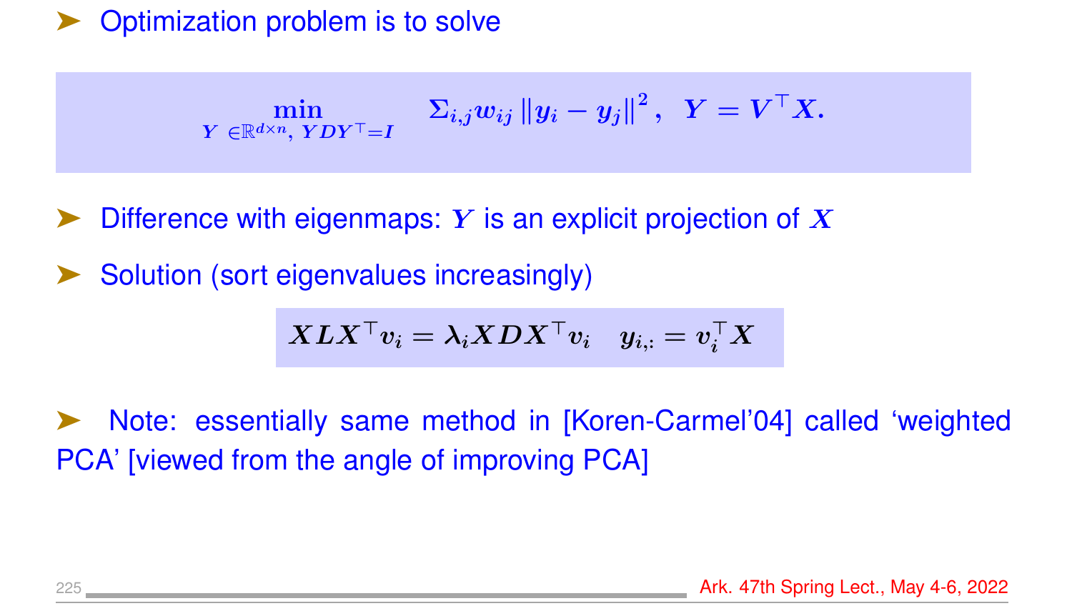- Optimization problem is to solve

$$\min_{Y \in \mathbb{R}^{d \times n},\; YDY^\top = I} \quad \Sigma_{i,j} w_{ij} \left\| y_i - y_j \right\|^2, \quad Y = V^\top X.$$

- Difference with eigenmaps: $Y$ is an explicit projection of $X$
- Solution (sort eigenvalues increasingly)

$$XLX^\top v_i = \lambda_i XDX^\top v_i \quad y_{i,:} = v_i^\top X$$

- Note: essentially same method in [Koren-Carmel'04] called 'weighted PCA' [viewed from the angle of improving PCA]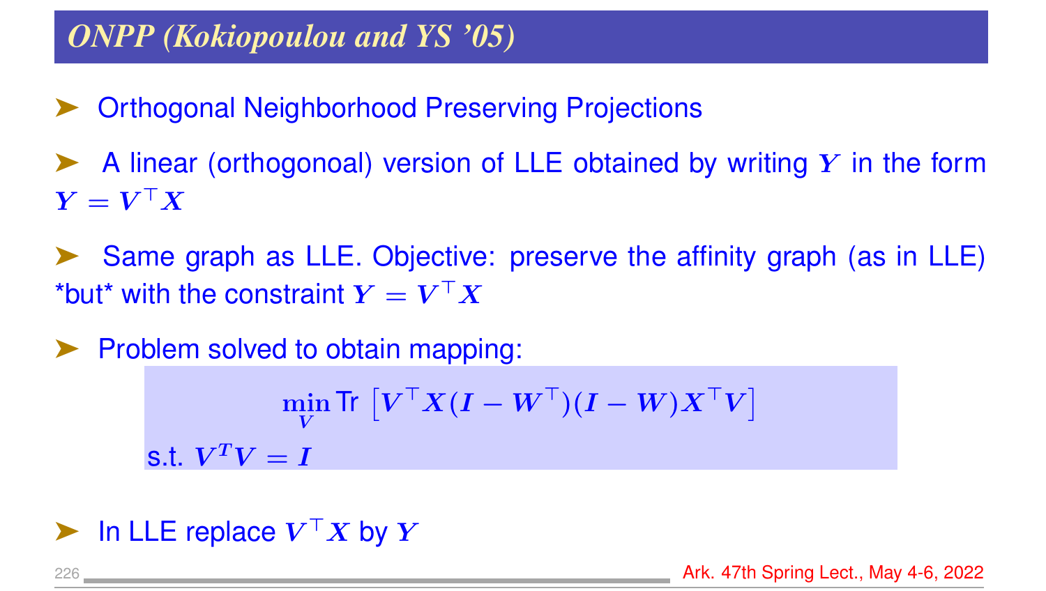## ONPP (Kokiopoulou and YS '05)

- Orthogonal Neighborhood Preserving Projections

- A linear (orthogonoal) version of LLE obtained by writing $Y$ in the form $Y = V^\top X$

- Same graph as LLE. Objective: preserve the affinity graph (as in LLE) *but* with the constraint $Y = V^\top X$

- Problem solved to obtain mapping:

$$\min_{V} \text{Tr}\left[V^\top X(I - W^\top)(I - W)X^\top V\right]$$

s.t. $V^T V = I$

- In LLE replace $V^\top X$ by $Y$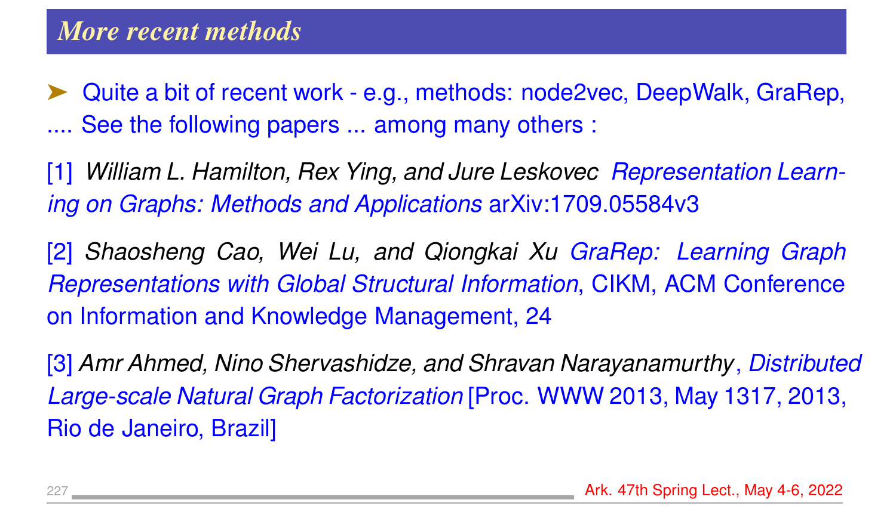## More recent methods

➤ Quite a bit of recent work - e.g., methods: node2vec, DeepWalk, GraRep, .... See the following papers ... among many others :

[1] *William L. Hamilton, Rex Ying, and Jure Leskovec* *Representation Learning on Graphs: Methods and Applications* arXiv:1709.05584v3

[2] *Shaosheng Cao, Wei Lu, and Qiongkai Xu* *GraRep: Learning Graph Representations with Global Structural Information*, CIKM, ACM Conference on Information and Knowledge Management, 24

[3] *Amr Ahmed, Nino Shervashidze, and Shravan Narayanamurthy*, *Distributed Large-scale Natural Graph Factorization* [Proc. WWW 2013, May 1317, 2013, Rio de Janeiro, Brazil]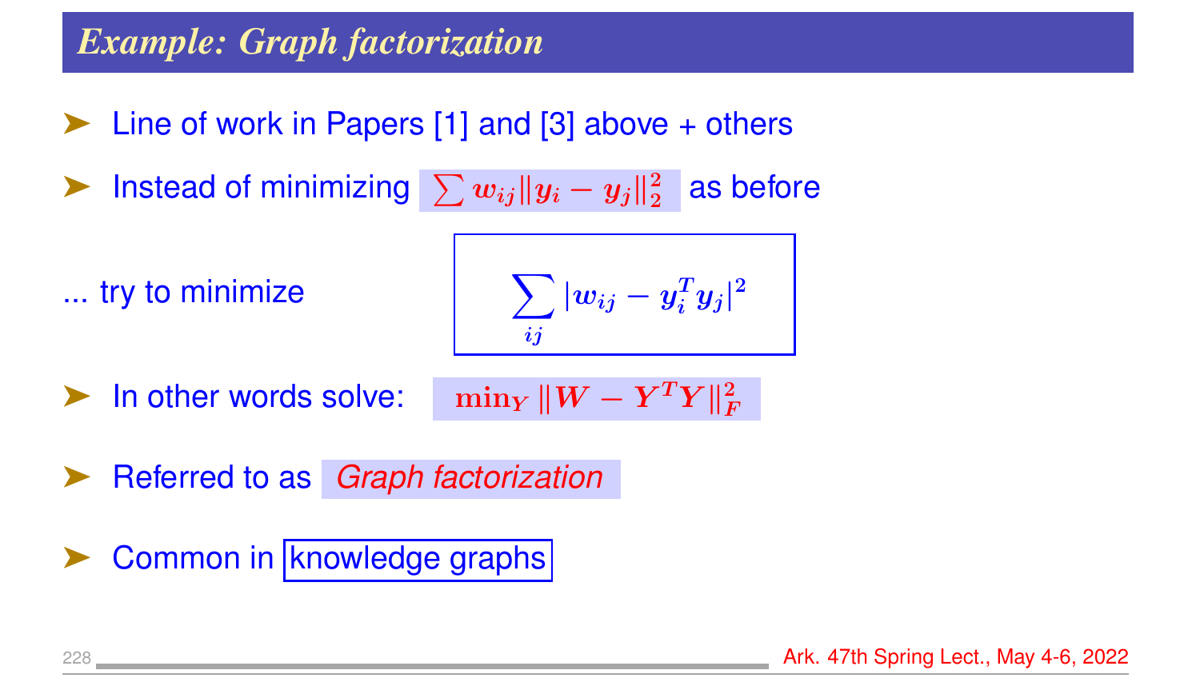## *Example: Graph factorization*

- Line of work in Papers [1] and [3] above + others
- Instead of minimizing $\sum w_{ij} \|y_i - y_j\|_2^2$ as before

... try to minimize

$$\sum_{ij} |w_{ij} - y_i^T y_j|^2$$

- In other words solve: $\min_Y \|W - Y^T Y\|_F^2$
- Referred to as *Graph factorization*
- Common in knowledge graphs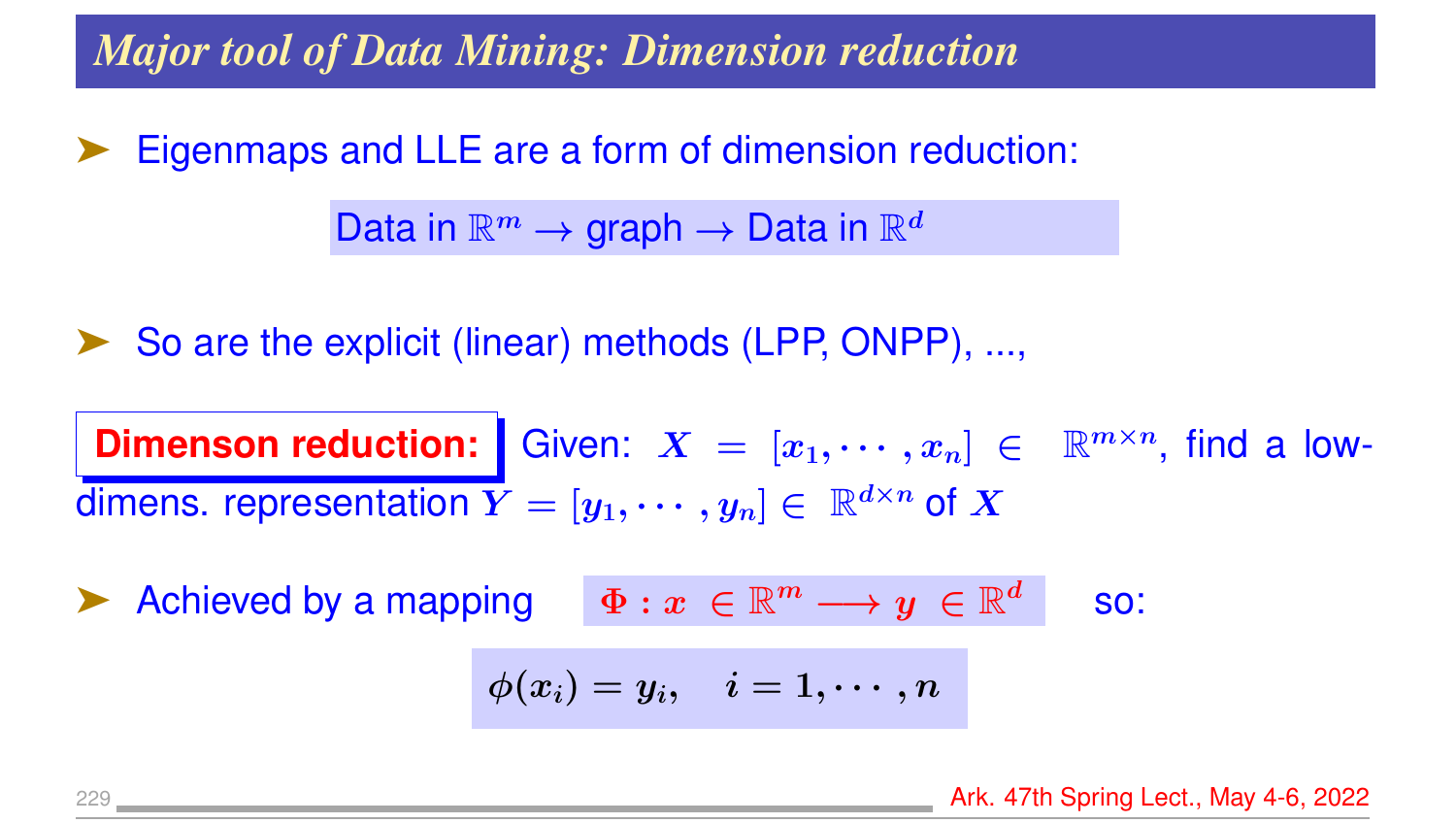## *Major tool of Data Mining: Dimension reduction*

- Eigenmaps and LLE are a form of dimension reduction:

Data in $\mathbb{R}^m \rightarrow$ graph $\rightarrow$ Data in $\mathbb{R}^d$

- So are the explicit (linear) methods (LPP, ONPP), ...,

**Dimenson reduction:** Given: $X = [x_1, \cdots, x_n] \in \mathbb{R}^{m \times n}$, find a low-dimens. representation $Y = [y_1, \cdots, y_n] \in \mathbb{R}^{d \times n}$ of $X$

- Achieved by a mapping $\Phi : x \in \mathbb{R}^m \longrightarrow y \in \mathbb{R}^d$ so:

$$\phi(x_i) = y_i, \quad i = 1, \cdots, n$$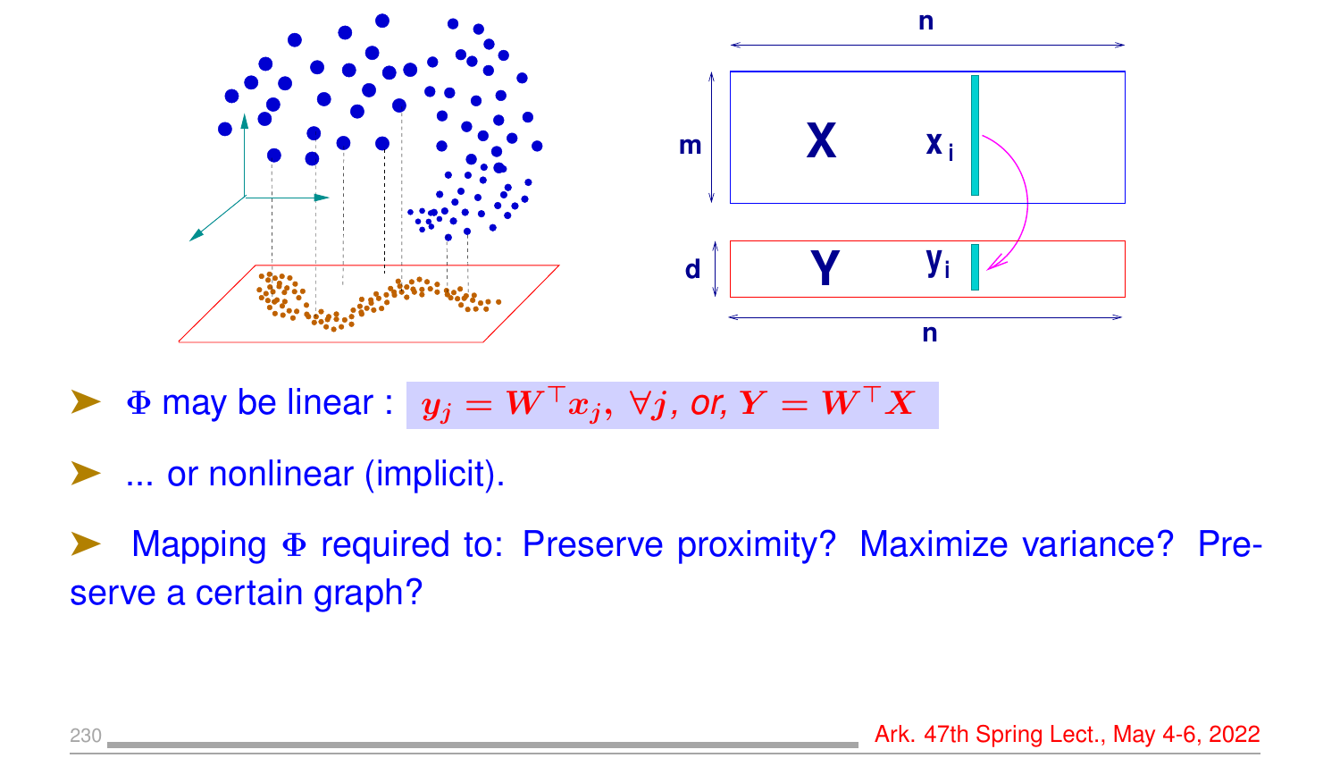- $\Phi$ may be linear : $y_j = W^\top x_j, \ \forall j$, *or*, $Y = W^\top X$

- ... or nonlinear (implicit).

- Mapping $\Phi$ required to: Preserve proximity? Maximize variance? Preserve a certain graph?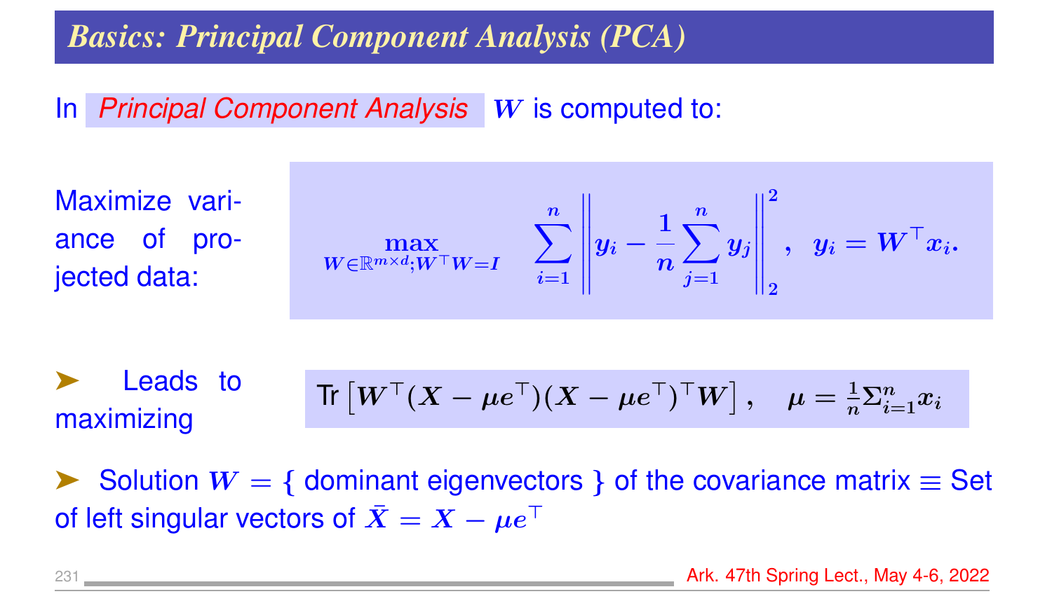## Basics: Principal Component Analysis (PCA)

In *Principal Component Analysis* $W$ is computed to:

Maximize variance of projected data:

$$\max_{W \in \mathbb{R}^{m \times d}; W^\top W = I} \quad \sum_{i=1}^{n} \left\| y_i - \frac{1}{n} \sum_{j=1}^{n} y_j \right\|_2^2, \quad y_i = W^\top x_i.$$

- Leads to maximizing

$$\text{Tr}\left[ W^\top (X - \mu e^\top)(X - \mu e^\top)^\top W \right], \quad \mu = \tfrac{1}{n} \Sigma_{i=1}^{n} x_i$$

- Solution $W = \{$ dominant eigenvectors $\}$ of the covariance matrix $\equiv$ Set of left singular vectors of $\bar{X} = X - \mu e^\top$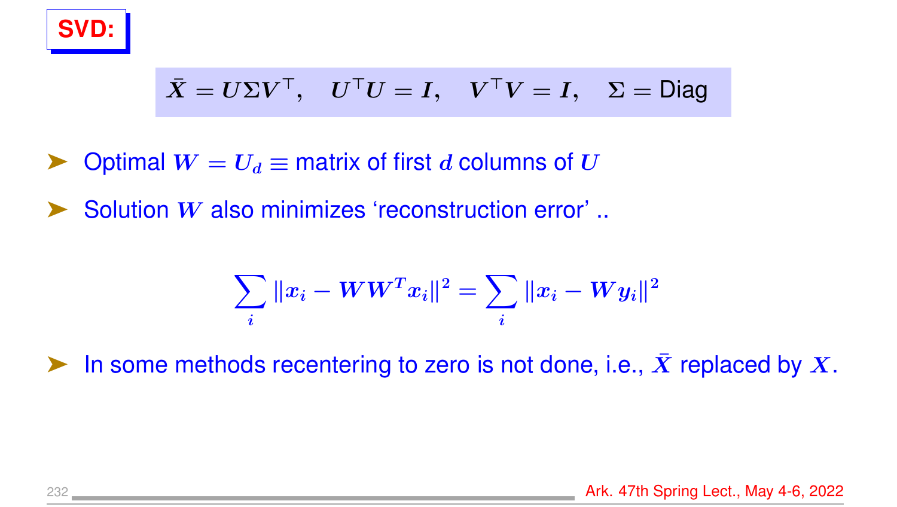## SVD:

$$\bar{X} = U \Sigma V^\top, \quad U^\top U = I, \quad V^\top V = I, \quad \Sigma = \text{Diag}$$

- Optimal $W = U_d \equiv$ matrix of first $d$ columns of $U$
- Solution $W$ also minimizes 'reconstruction error' ..

$$\sum_i \|x_i - WW^T x_i\|^2 = \sum_i \|x_i - W y_i\|^2$$

- In some methods recentering to zero is not done, i.e., $\bar{X}$ replaced by $X$.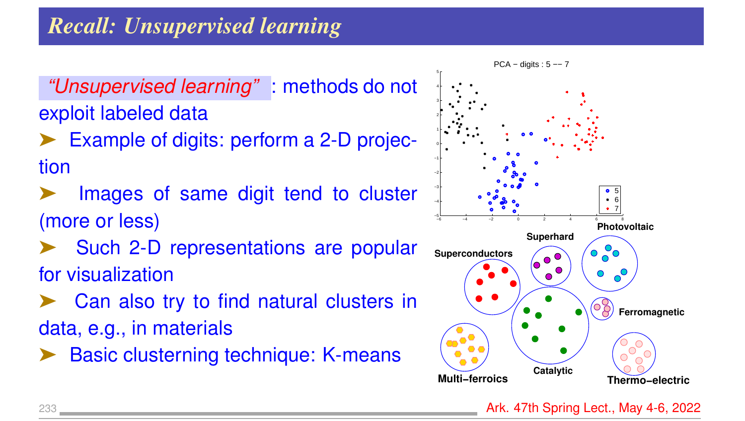# Recall: Unsupervised learning

*"Unsupervised learning"* : methods do not exploit labeled data

- Example of digits: perform a 2-D projection
- Images of same digit tend to cluster (more or less)
- Such 2-D representations are popular for visualization
- Can also try to find natural clusters in data, e.g., in materials
- Basic clusterning technique: K-means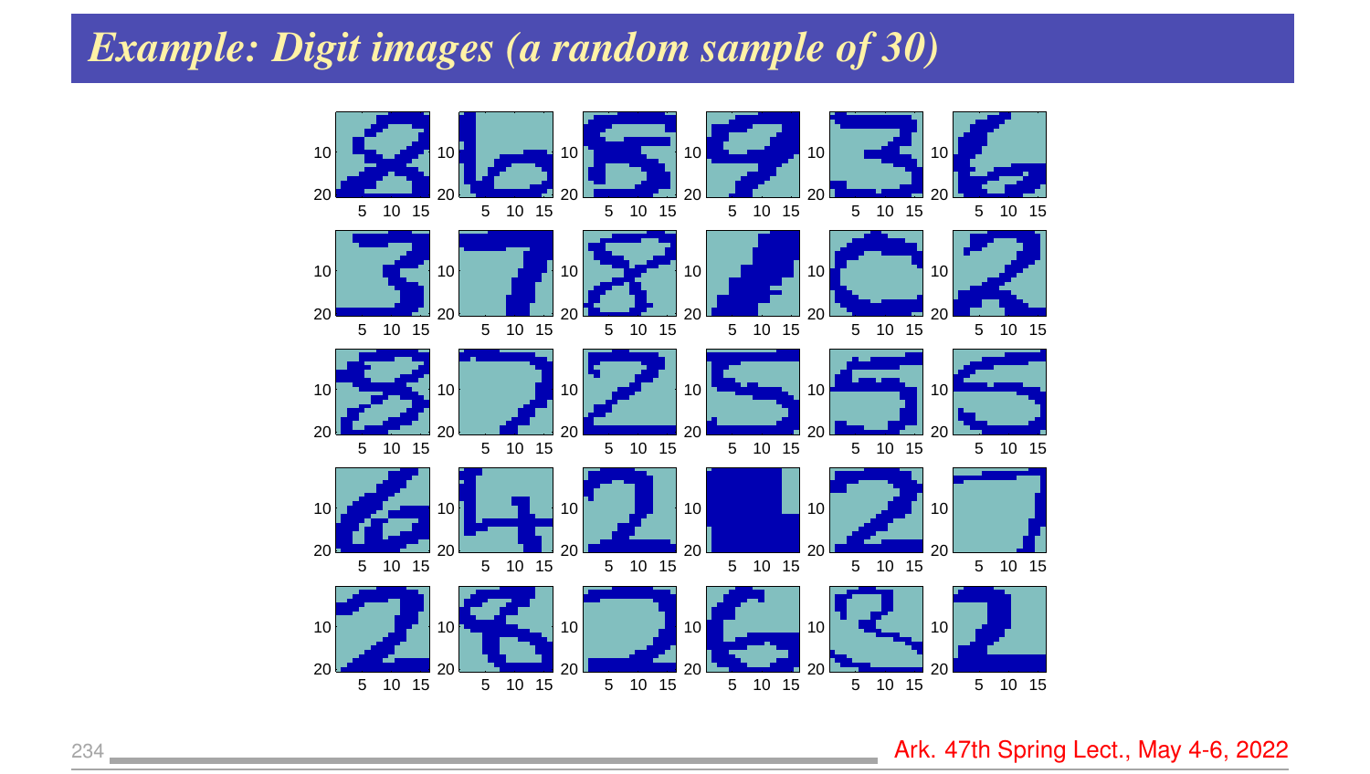# Example: Digit images (a random sample of 30)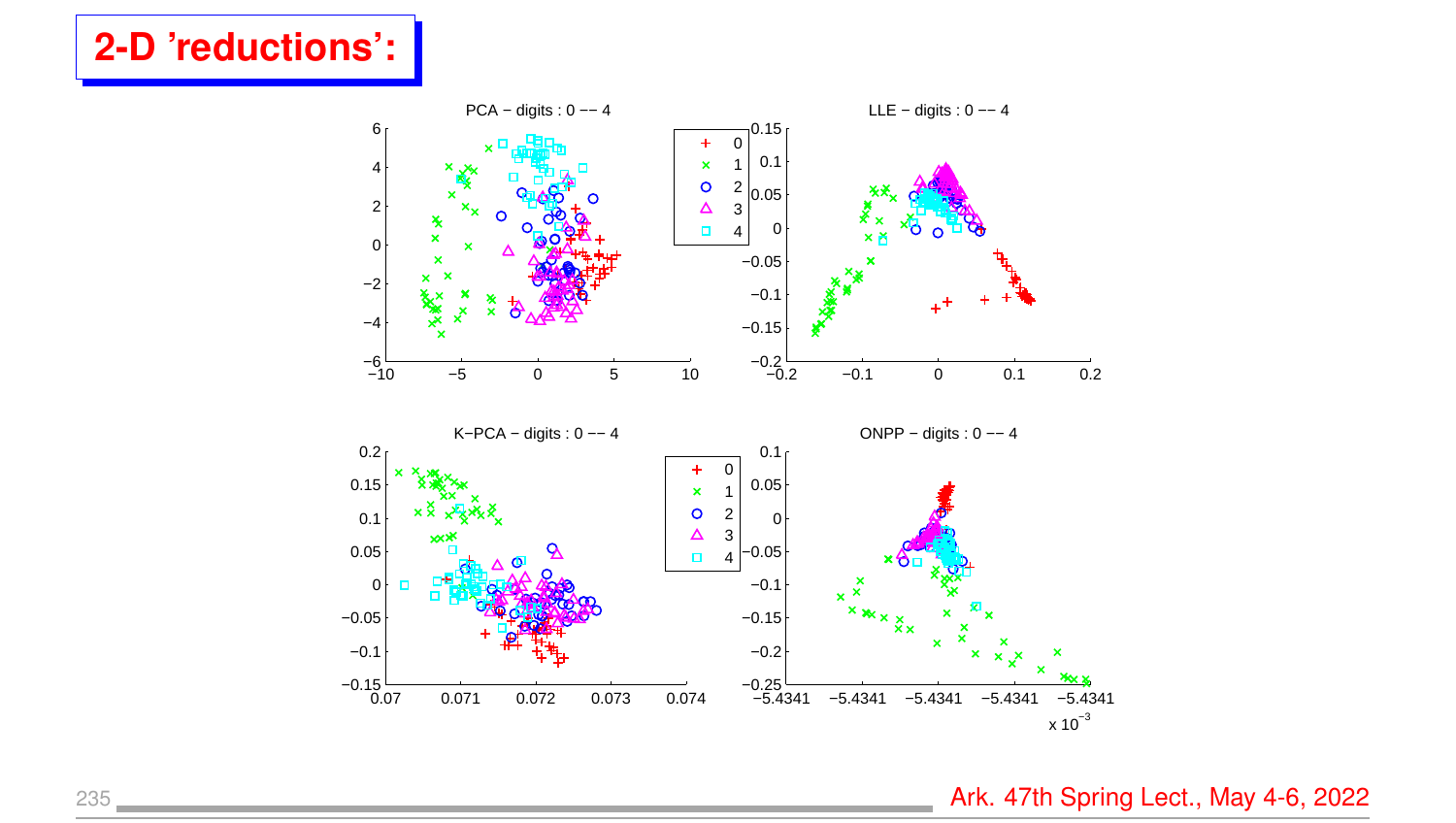# 2-D 'reductions':

PCA − digits : 0 −− 4

LLE − digits : 0 −− 4

K−PCA − digits : 0 −− 4

ONPP − digits : 0 −− 4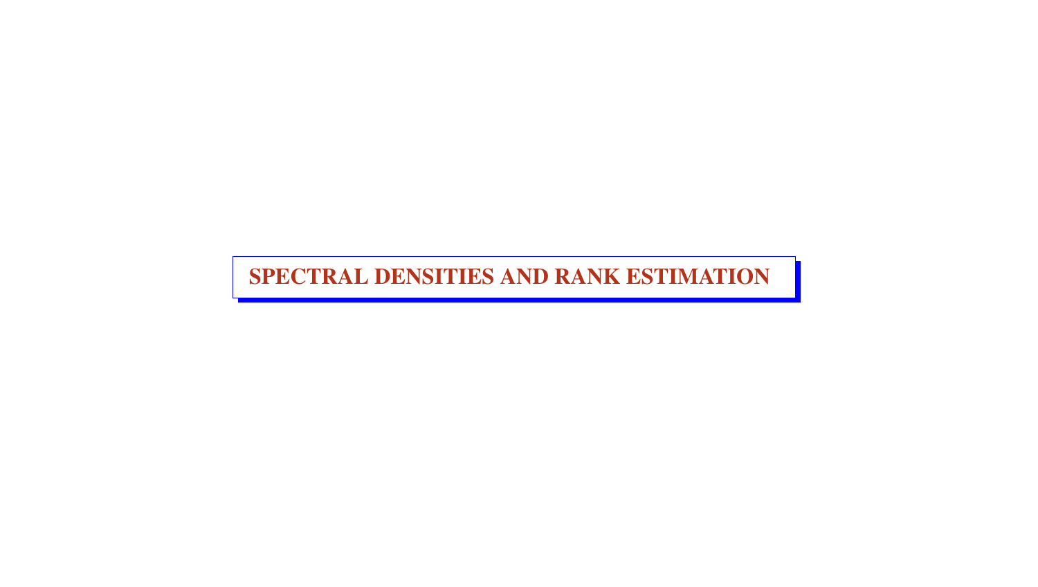# SPECTRAL DENSITIES AND RANK ESTIMATION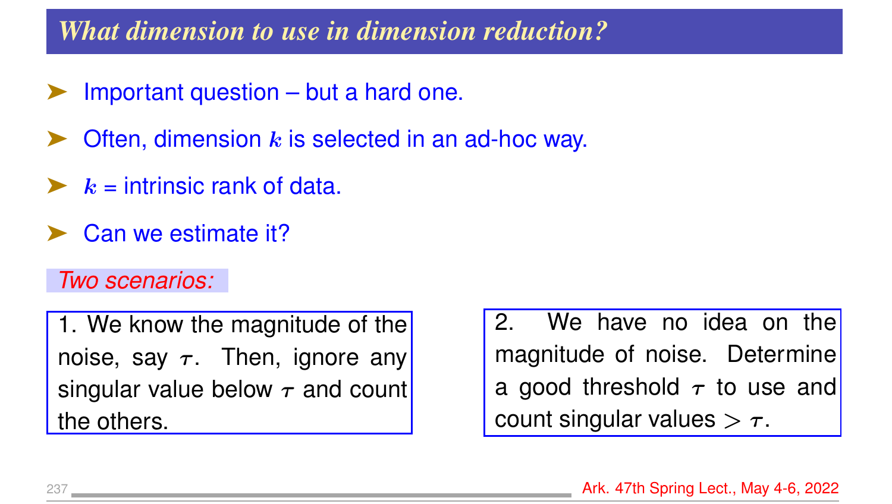# What dimension to use in dimension reduction?

- Important question – but a hard one.
- Often, dimension $k$ is selected in an ad-hoc way.
- $k$ = intrinsic rank of data.
- Can we estimate it?

*Two scenarios:*

1. We know the magnitude of the noise, say $\tau$. Then, ignore any singular value below $\tau$ and count the others.

2. We have no idea on the magnitude of noise. Determine a good threshold $\tau$ to use and count singular values $> \tau$.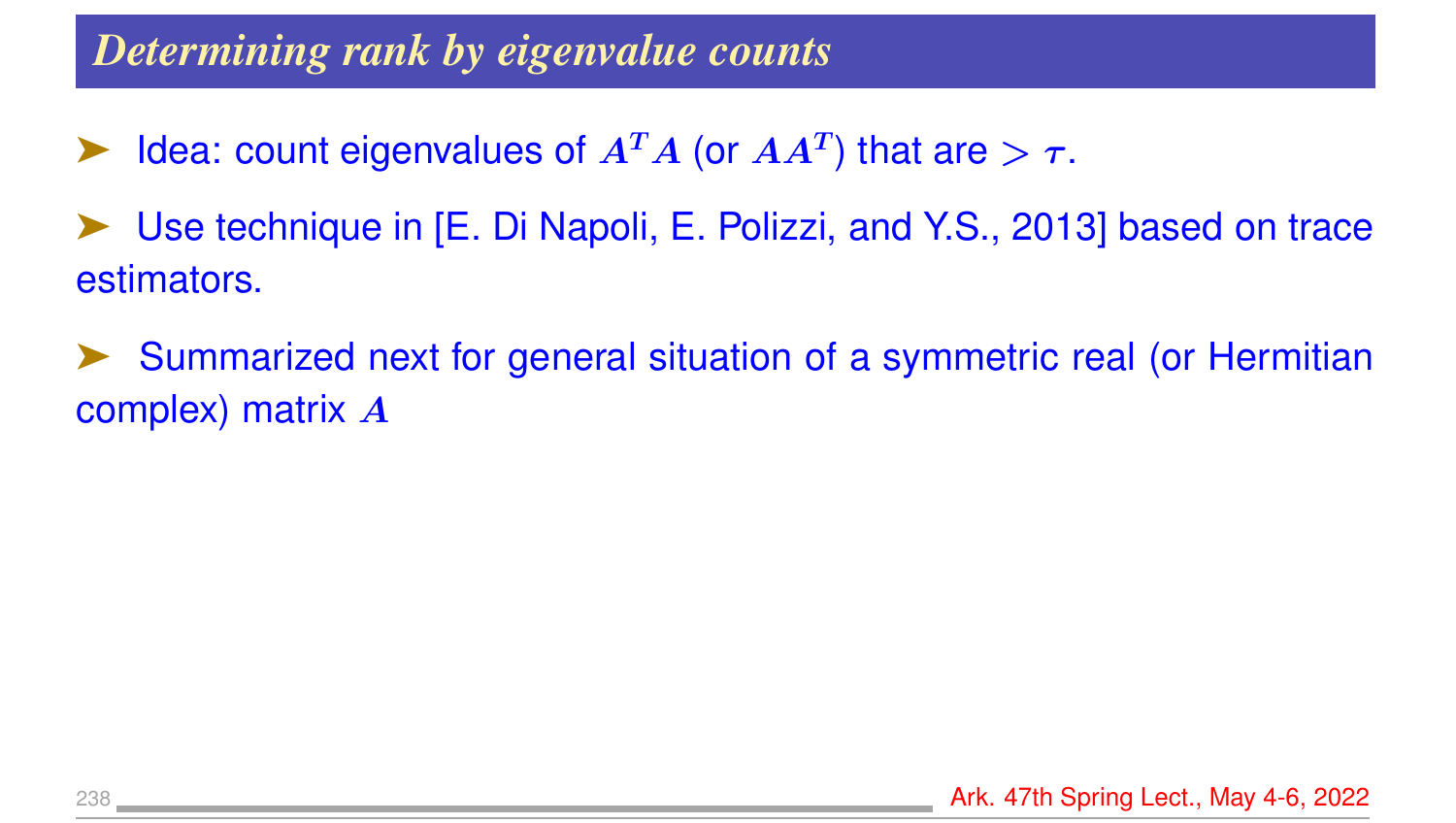## Determining rank by eigenvalue counts

- Idea: count eigenvalues of $A^T A$ (or $AA^T$) that are $> \tau$.

- Use technique in [E. Di Napoli, E. Polizzi, and Y.S., 2013] based on trace estimators.

- Summarized next for general situation of a symmetric real (or Hermitian complex) matrix $A$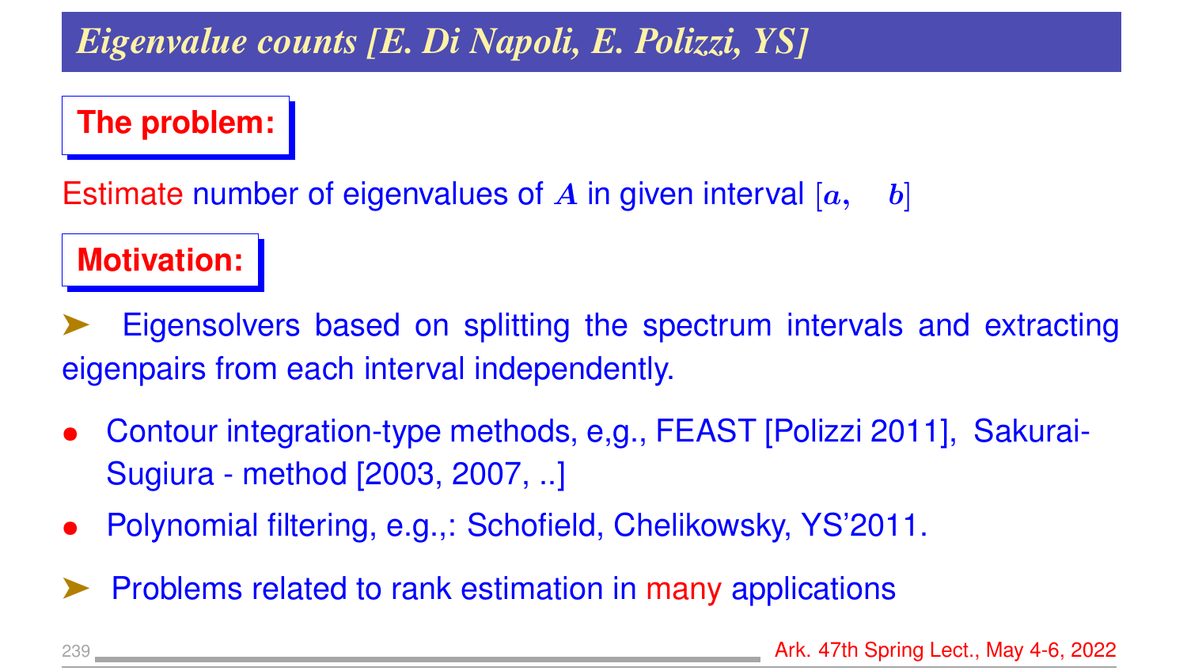# *Eigenvalue counts [E. Di Napoli, E. Polizzi, YS]*

**The problem:**

Estimate number of eigenvalues of $A$ in given interval $[a, \quad b]$

**Motivation:**

➤ Eigensolvers based on splitting the spectrum intervals and extracting eigenpairs from each interval independently.

- Contour integration-type methods, e,g., FEAST [Polizzi 2011], Sakurai-Sugiura - method [2003, 2007, ..]
- Polynomial filtering, e.g.,: Schofield, Chelikowsky, YS'2011.

➤ Problems related to rank estimation in many applications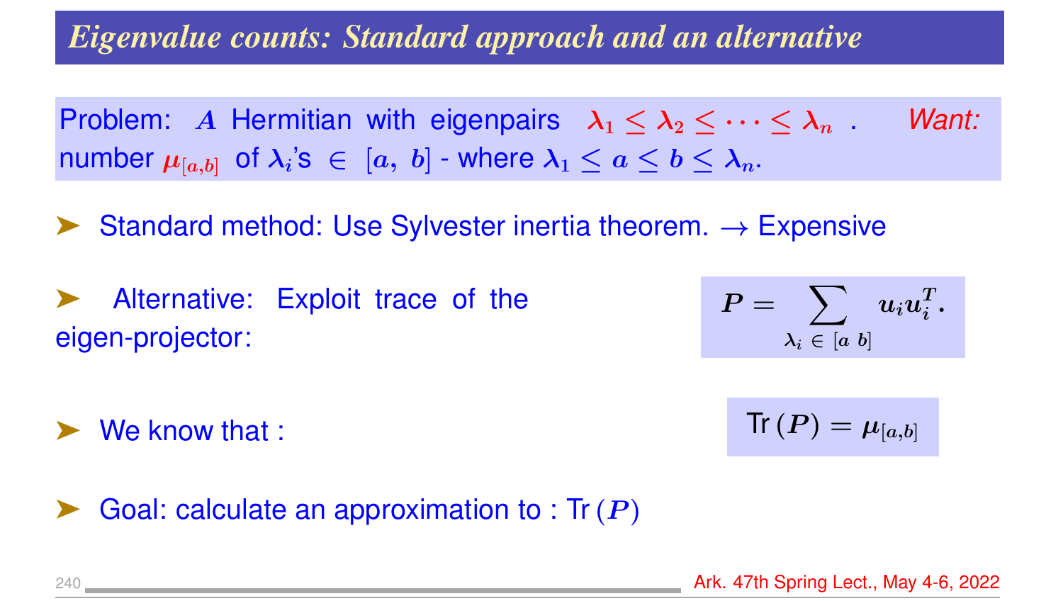# Eigenvalue counts: Standard approach and an alternative

Problem: $A$ Hermitian with eigenpairs $\lambda_1 \leq \lambda_2 \leq \cdots \leq \lambda_n$ . *Want:* number $\mu_{[a,b]}$ of $\lambda_i$'s $\in [a, b]$ - where $\lambda_1 \leq a \leq b \leq \lambda_n$.

- Standard method: Use Sylvester inertia theorem. $\rightarrow$ Expensive
- Alternative: Exploit trace of the eigen-projector:

$$P = \sum_{\lambda_i \in [a \ b]} u_i u_i^T.$$

- We know that :

$$\text{Tr}(P) = \mu_{[a,b]}$$

- Goal: calculate an approximation to : $\text{Tr}(P)$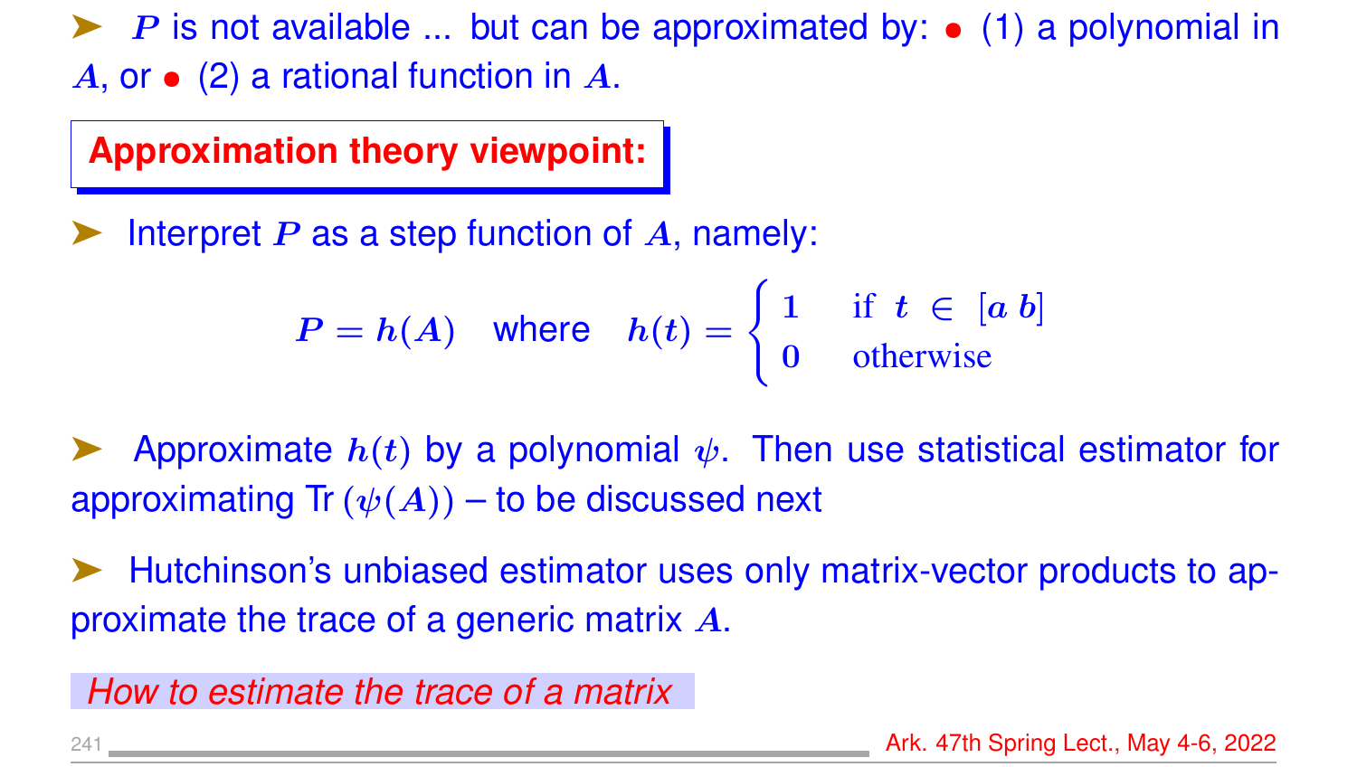➤ $P$ is not available ... but can be approximated by: • (1) a polynomial in $A$, or • (2) a rational function in $A$.

**Approximation theory viewpoint:**

➤ Interpret $P$ as a step function of $A$, namely:

$$P = h(A) \quad \text{where} \quad h(t) = \begin{cases} 1 & \text{if } t \in [a\ b] \\ 0 & \text{otherwise} \end{cases}$$

➤ Approximate $h(t)$ by a polynomial $\psi$. Then use statistical estimator for approximating Tr $(\psi(A))$ – to be discussed next

➤ Hutchinson's unbiased estimator uses only matrix-vector products to approximate the trace of a generic matrix $A$.

*How to estimate the trace of a matrix*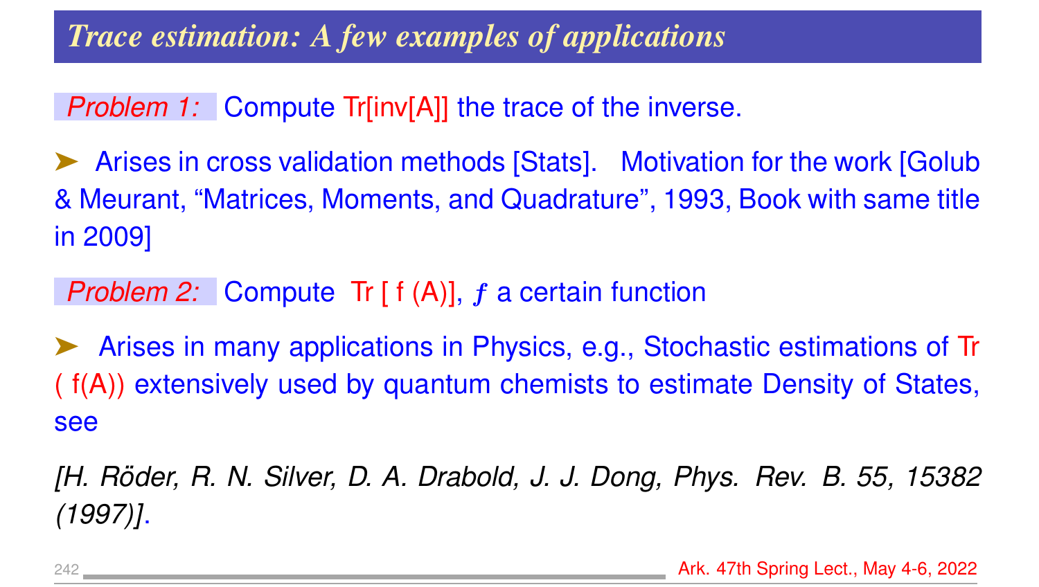## *Trace estimation: A few examples of applications*

*Problem 1:* Compute Tr[inv[A]] the trace of the inverse.

➤ Arises in cross validation methods [Stats]. Motivation for the work [Golub & Meurant, "Matrices, Moments, and Quadrature", 1993, Book with same title in 2009]

*Problem 2:* Compute Tr [ f (A)], $f$ a certain function

➤ Arises in many applications in Physics, e.g., Stochastic estimations of Tr ( f(A)) extensively used by quantum chemists to estimate Density of States, see

*[H. Röder, R. N. Silver, D. A. Drabold, J. J. Dong, Phys. Rev. B. 55, 15382 (1997)]*.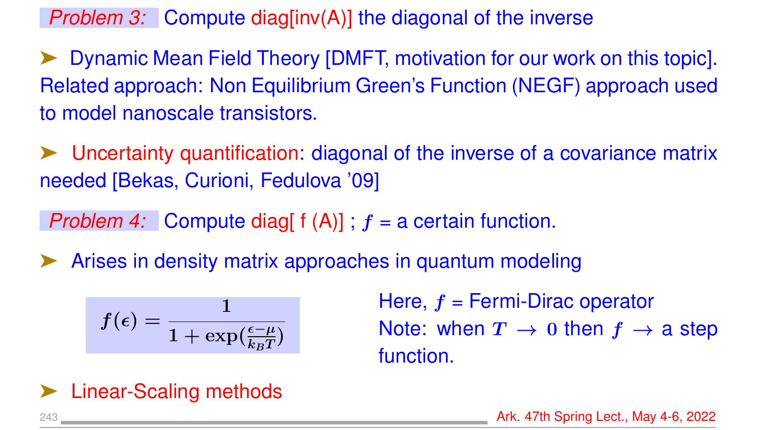*Problem 3:* Compute diag[inv(A)] the diagonal of the inverse

- Dynamic Mean Field Theory [DMFT, motivation for our work on this topic]. Related approach: Non Equilibrium Green's Function (NEGF) approach used to model nanoscale transistors.

- Uncertainty quantification: diagonal of the inverse of a covariance matrix needed [Bekas, Curioni, Fedulova '09]

*Problem 4:* Compute diag[ f (A)] ; $f$ = a certain function.

- Arises in density matrix approaches in quantum modeling

$$f(\epsilon) = \frac{1}{1 + \exp(\frac{\epsilon - \mu}{k_B T})}$$

Here, $f$ = Fermi-Dirac operator

Note: when $T \to 0$ then $f \to$ a step function.

- Linear-Scaling methods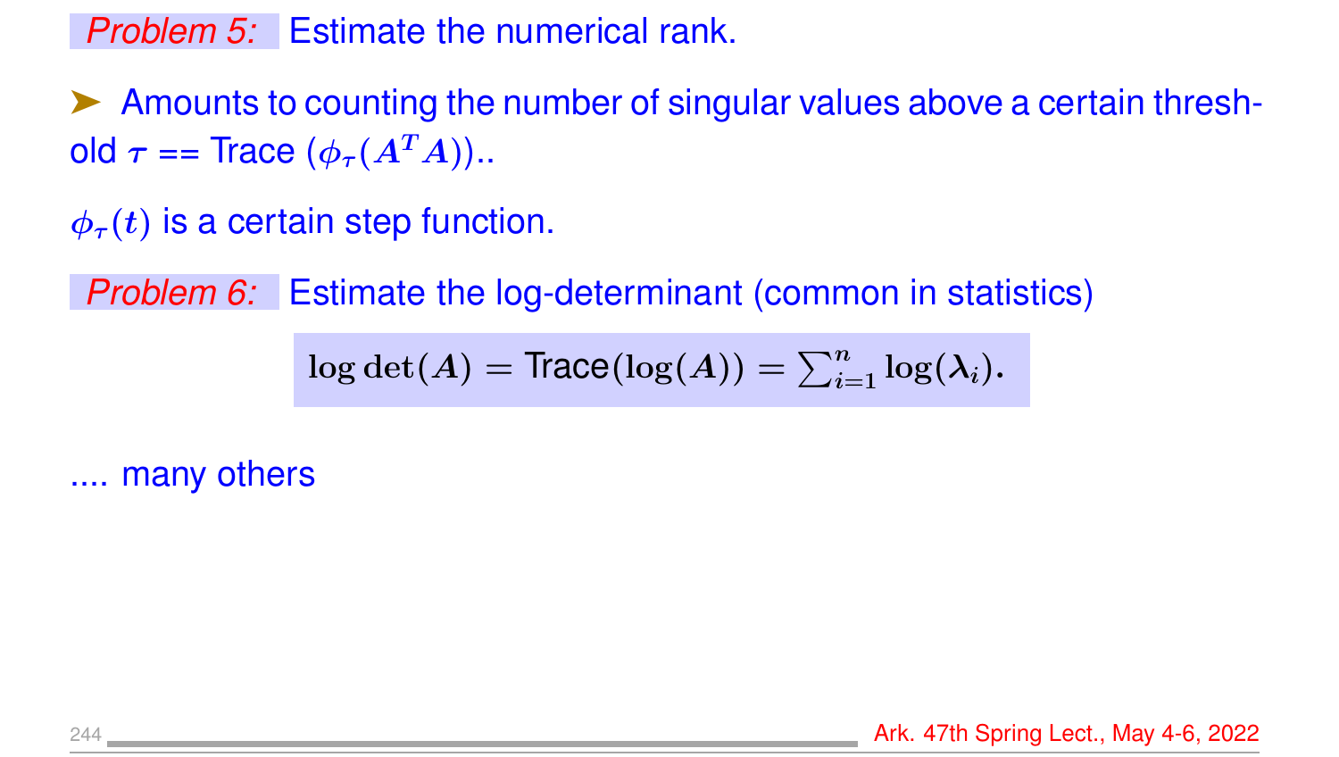*Problem 5:* Estimate the numerical rank.

➤ Amounts to counting the number of singular values above a certain threshold $\tau$ == Trace $(\phi_\tau(A^T A))$..

$\phi_\tau(t)$ is a certain step function.

*Problem 6:* Estimate the log-determinant (common in statistics)

$$\log \det(A) = \text{Trace}(\log(A)) = \sum_{i=1}^{n} \log(\lambda_i).$$

.... many others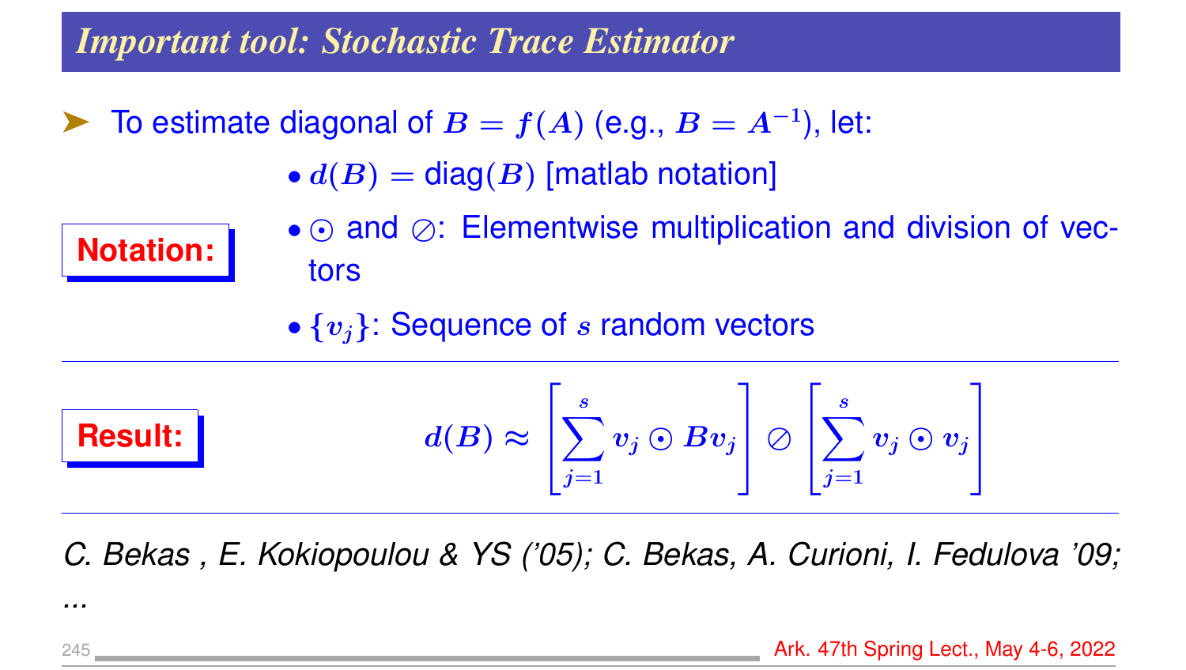## Important tool: Stochastic Trace Estimator

- To estimate diagonal of $B = f(A)$ (e.g., $B = A^{-1}$), let:

**Notation:**

- $d(B) = \text{diag}(B)$ [matlab notation]
- $\odot$ and $\oslash$: Elementwise multiplication and division of vectors
- $\{v_j\}$: Sequence of $s$ random vectors

---

**Result:**

$$d(B) \approx \left[\sum_{j=1}^{s} v_j \odot B v_j\right] \oslash \left[\sum_{j=1}^{s} v_j \odot v_j\right]$$

---

*C. Bekas , E. Kokiopoulou & YS ('05); C. Bekas, A. Curioni, I. Fedulova '09; ...*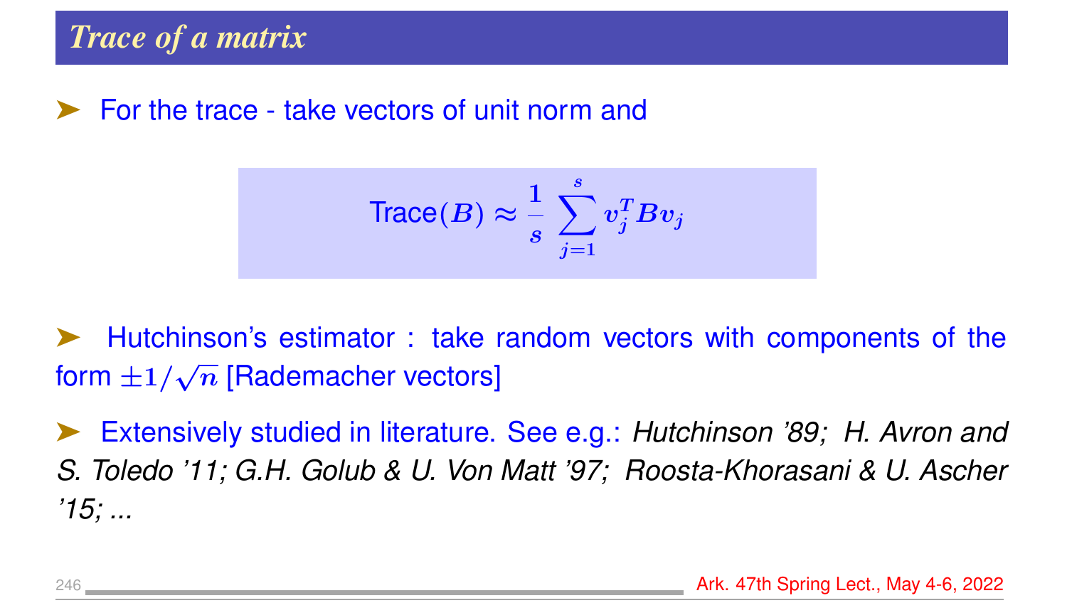## *Trace of a matrix*

- For the trace - take vectors of unit norm and

$$\text{Trace}(B) \approx \frac{1}{s} \sum_{j=1}^{s} v_j^T B v_j$$

- Hutchinson's estimator : take random vectors with components of the form $\pm 1/\sqrt{n}$ [Rademacher vectors]

- Extensively studied in literature. See e.g.: *Hutchinson '89; H. Avron and S. Toledo '11; G.H. Golub & U. Von Matt '97; Roosta-Khorasani & U. Ascher '15; ...*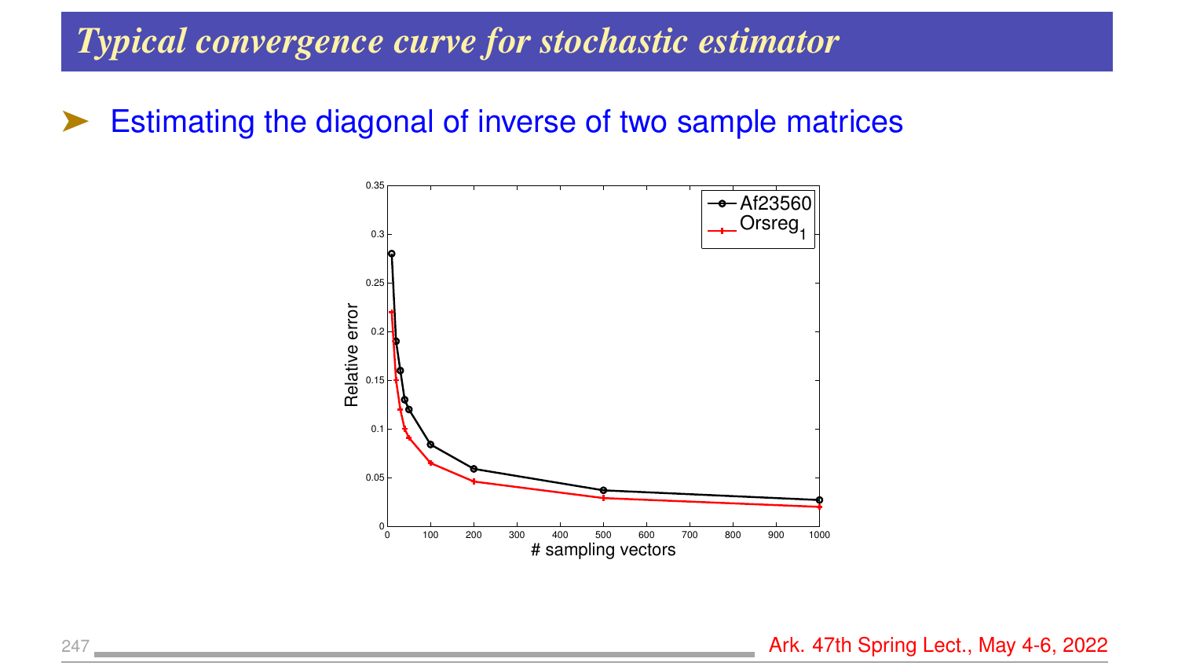# *Typical convergence curve for stochastic estimator*

- Estimating the diagonal of inverse of two sample matrices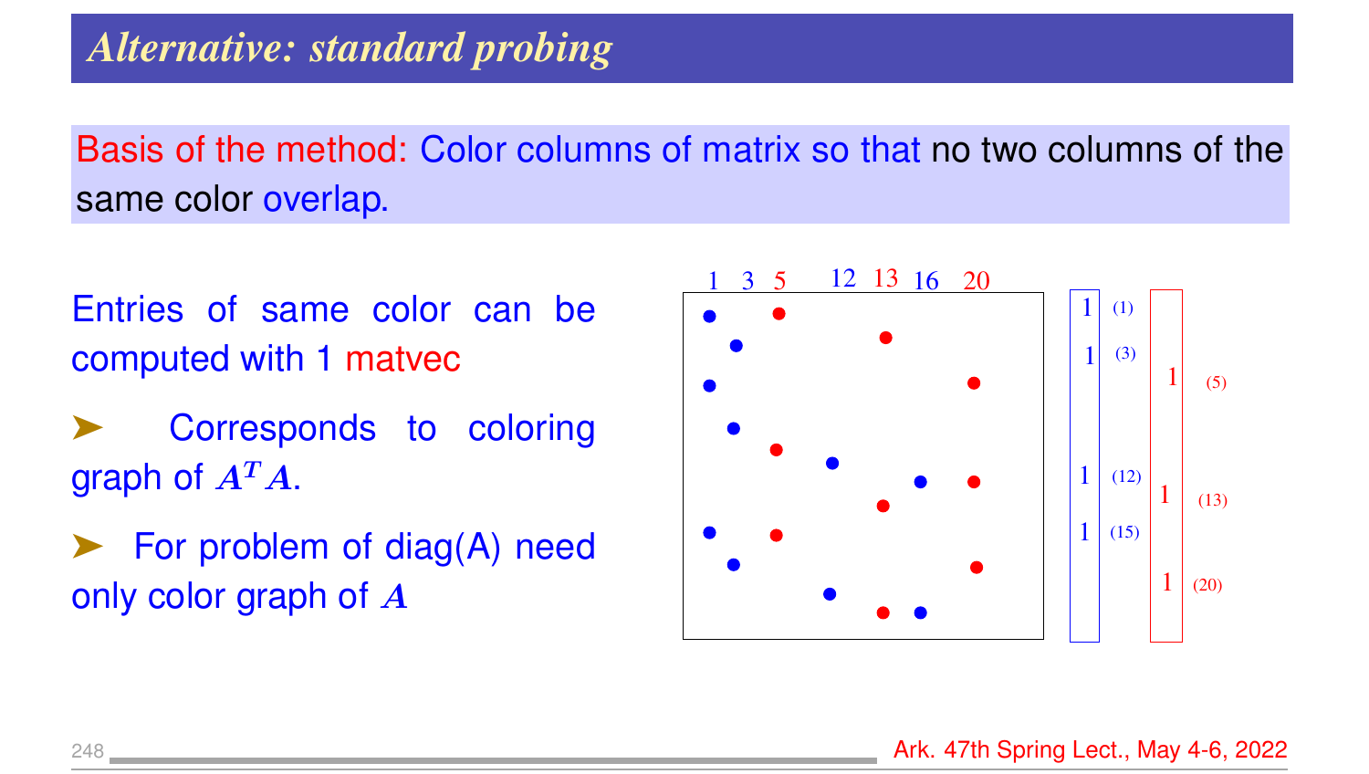# *Alternative: standard probing*

Basis of the method: Color columns of matrix so that no two columns of the same color overlap.

Entries of same color can be computed with 1 matvec

➤ Corresponds to coloring graph of $A^T A$.

➤ For problem of diag(A) need only color graph of $A$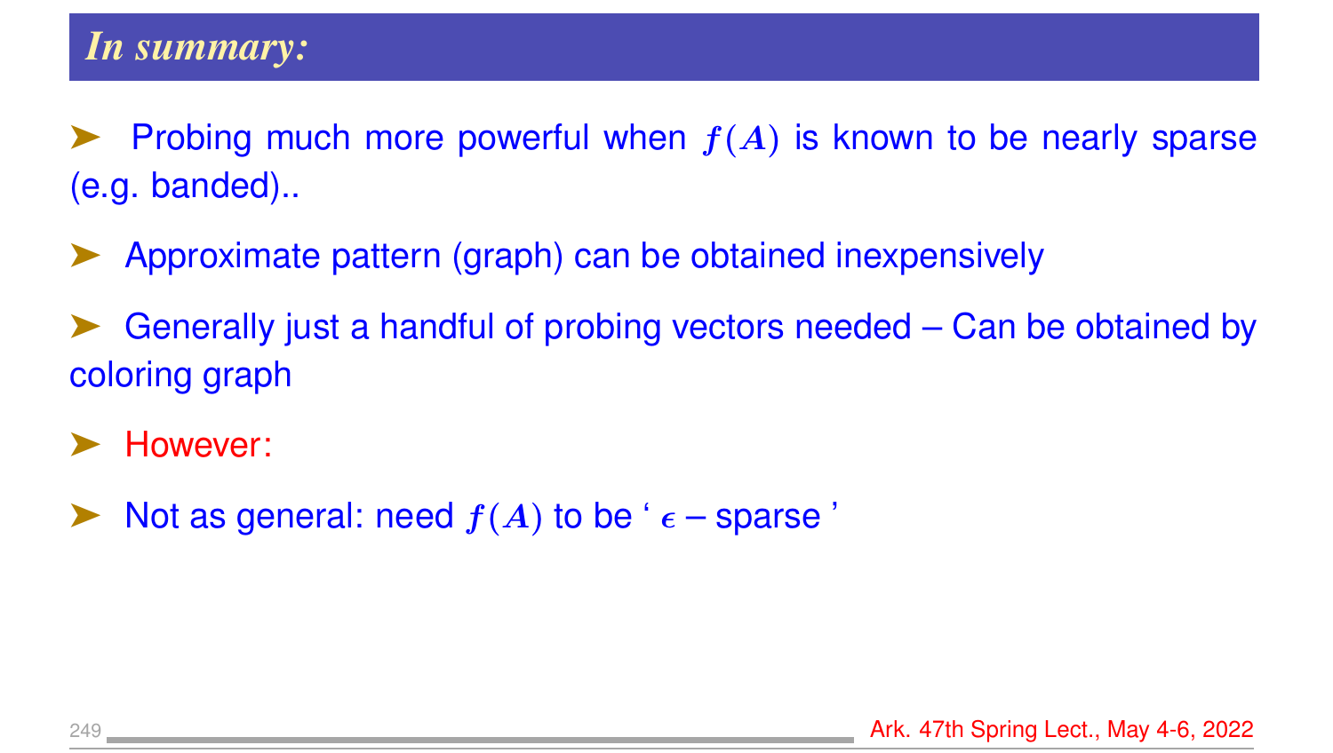## *In summary:*

- Probing much more powerful when $f(A)$ is known to be nearly sparse (e.g. banded)..
- Approximate pattern (graph) can be obtained inexpensively
- Generally just a handful of probing vectors needed – Can be obtained by coloring graph
- However:
- Not as general: need $f(A)$ to be ' $\epsilon$ – sparse '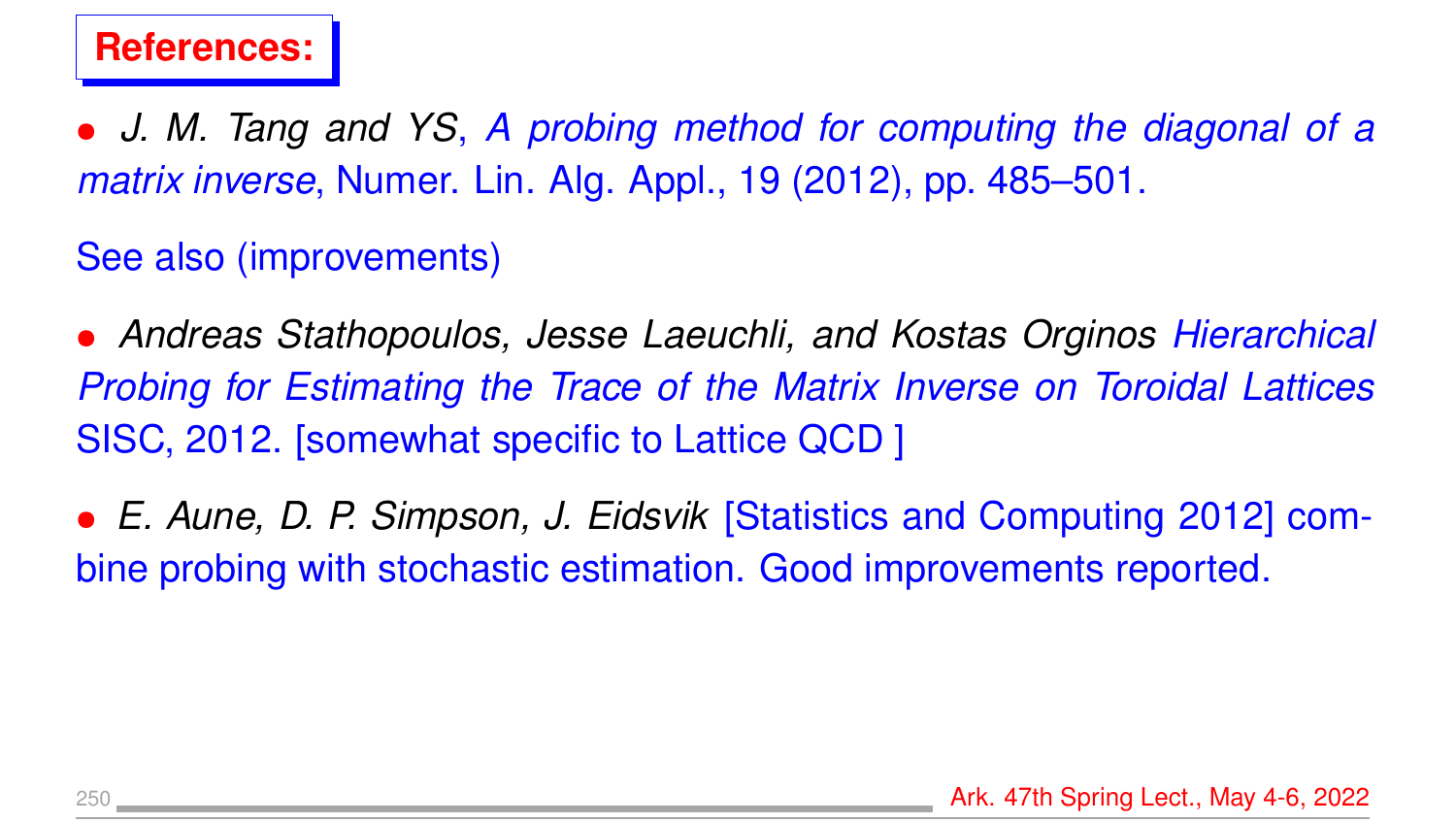## References:

- *J. M. Tang and YS*, *A probing method for computing the diagonal of a matrix inverse*, Numer. Lin. Alg. Appl., 19 (2012), pp. 485–501.

See also (improvements)

- *Andreas Stathopoulos, Jesse Laeuchli, and Kostas Orginos* *Hierarchical Probing for Estimating the Trace of the Matrix Inverse on Toroidal Lattices* SISC, 2012. [somewhat specific to Lattice QCD ]

- *E. Aune, D. P. Simpson, J. Eidsvik* [Statistics and Computing 2012] combine probing with stochastic estimation. Good improvements reported.